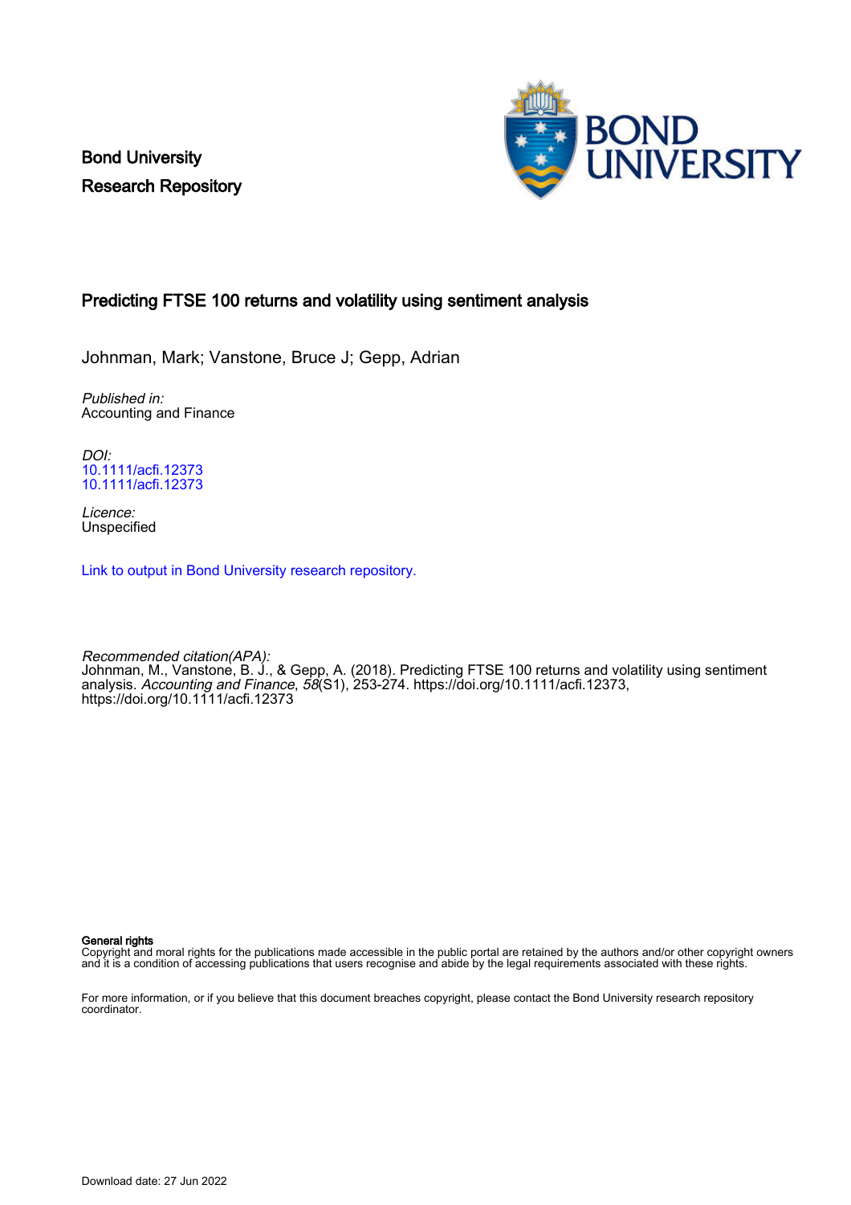Bond University
Research Repository

# Predicting FTSE 100 returns and volatility using sentiment analysis

Johnman, Mark; Vanstone, Bruce J; Gepp, Adrian

*Published in:*
Accounting and Finance

*DOI:*
10.1111/acfi.12373
10.1111/acfi.12373

*Licence:*
Unspecified

Link to output in Bond University research repository.

*Recommended citation(APA):*
Johnman, M., Vanstone, B. J., & Gepp, A. (2018). Predicting FTSE 100 returns and volatility using sentiment analysis. *Accounting and Finance*, *58*(S1), 253-274. https://doi.org/10.1111/acfi.12373, https://doi.org/10.1111/acfi.12373

**General rights**
Copyright and moral rights for the publications made accessible in the public portal are retained by the authors and/or other copyright owners and it is a condition of accessing publications that users recognise and abide by the legal requirements associated with these rights.

For more information, or if you believe that this document breaches copyright, please contact the Bond University research repository coordinator.

Download date: 27 Jun 2022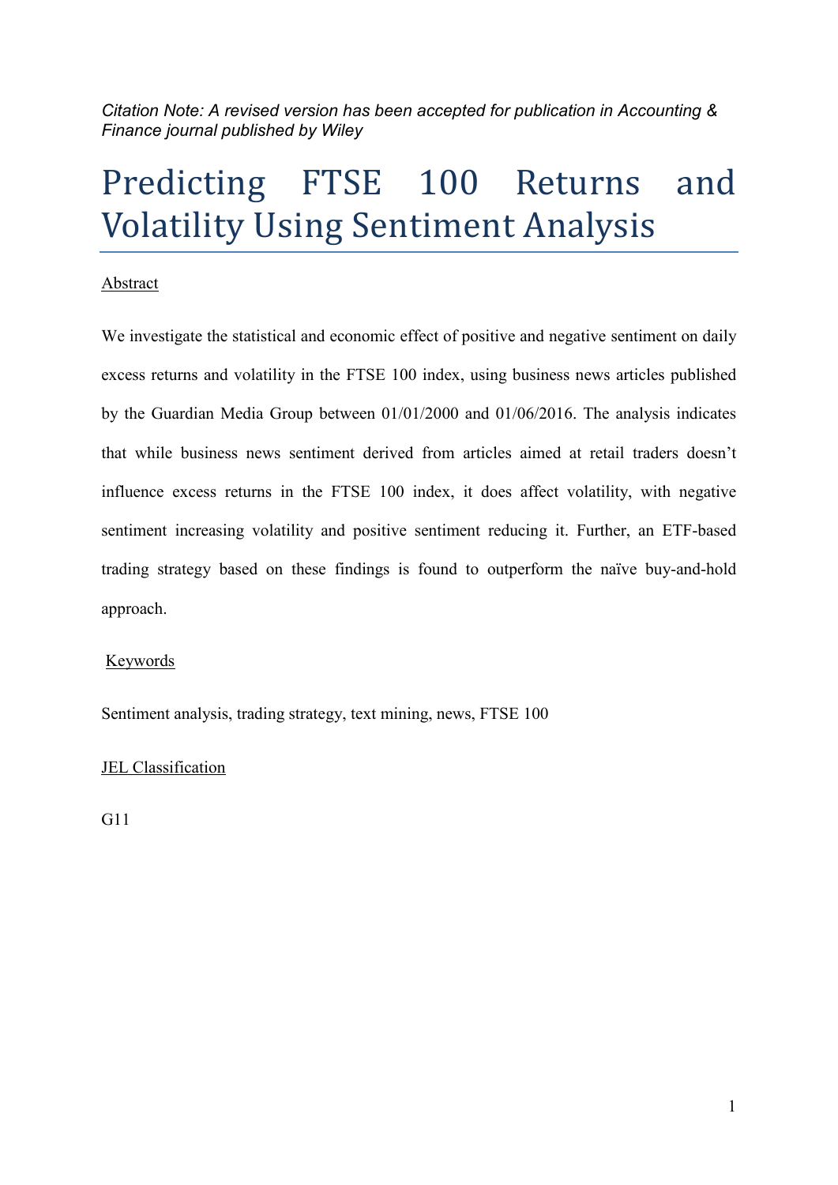*Citation Note: A revised version has been accepted for publication in Accounting & Finance journal published by Wiley*

# Predicting FTSE 100 Returns and Volatility Using Sentiment Analysis

Abstract

We investigate the statistical and economic effect of positive and negative sentiment on daily excess returns and volatility in the FTSE 100 index, using business news articles published by the Guardian Media Group between 01/01/2000 and 01/06/2016. The analysis indicates that while business news sentiment derived from articles aimed at retail traders doesn't influence excess returns in the FTSE 100 index, it does affect volatility, with negative sentiment increasing volatility and positive sentiment reducing it. Further, an ETF-based trading strategy based on these findings is found to outperform the naïve buy-and-hold approach.

Keywords

Sentiment analysis, trading strategy, text mining, news, FTSE 100

JEL Classification

G11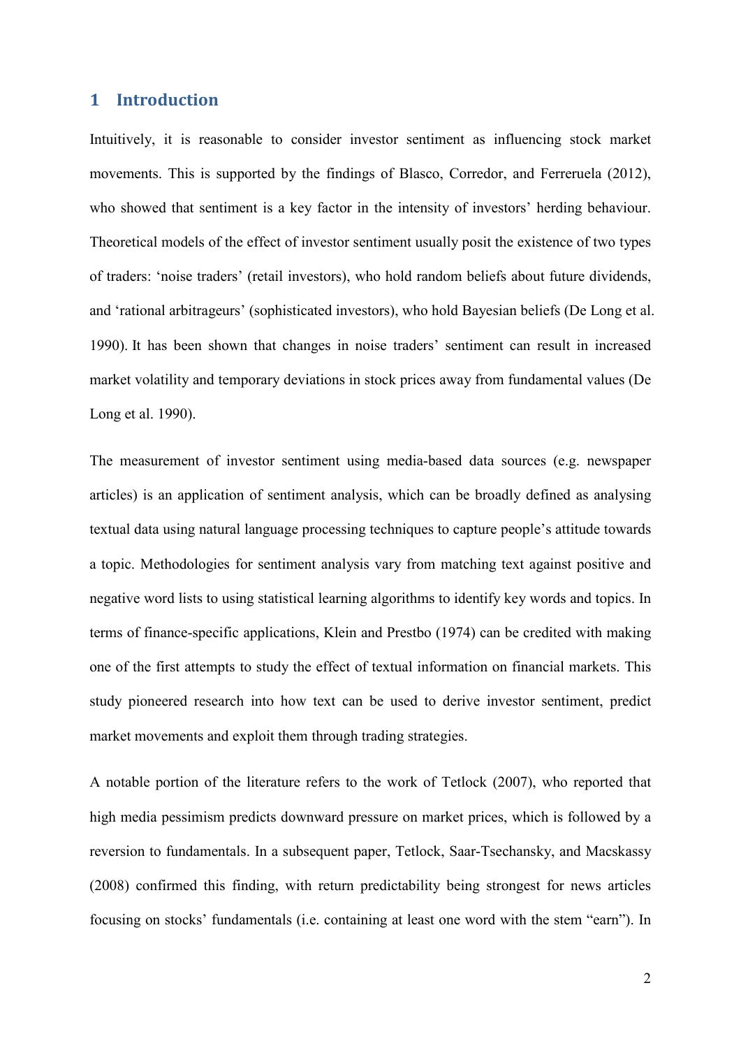## 1 Introduction

Intuitively, it is reasonable to consider investor sentiment as influencing stock market movements. This is supported by the findings of Blasco, Corredor, and Ferreruela (2012), who showed that sentiment is a key factor in the intensity of investors' herding behaviour. Theoretical models of the effect of investor sentiment usually posit the existence of two types of traders: 'noise traders' (retail investors), who hold random beliefs about future dividends, and 'rational arbitrageurs' (sophisticated investors), who hold Bayesian beliefs (De Long et al. 1990). It has been shown that changes in noise traders' sentiment can result in increased market volatility and temporary deviations in stock prices away from fundamental values (De Long et al. 1990).

The measurement of investor sentiment using media-based data sources (e.g. newspaper articles) is an application of sentiment analysis, which can be broadly defined as analysing textual data using natural language processing techniques to capture people's attitude towards a topic. Methodologies for sentiment analysis vary from matching text against positive and negative word lists to using statistical learning algorithms to identify key words and topics. In terms of finance-specific applications, Klein and Prestbo (1974) can be credited with making one of the first attempts to study the effect of textual information on financial markets. This study pioneered research into how text can be used to derive investor sentiment, predict market movements and exploit them through trading strategies.

A notable portion of the literature refers to the work of Tetlock (2007), who reported that high media pessimism predicts downward pressure on market prices, which is followed by a reversion to fundamentals. In a subsequent paper, Tetlock, Saar-Tsechansky, and Macskassy (2008) confirmed this finding, with return predictability being strongest for news articles focusing on stocks' fundamentals (i.e. containing at least one word with the stem "earn"). In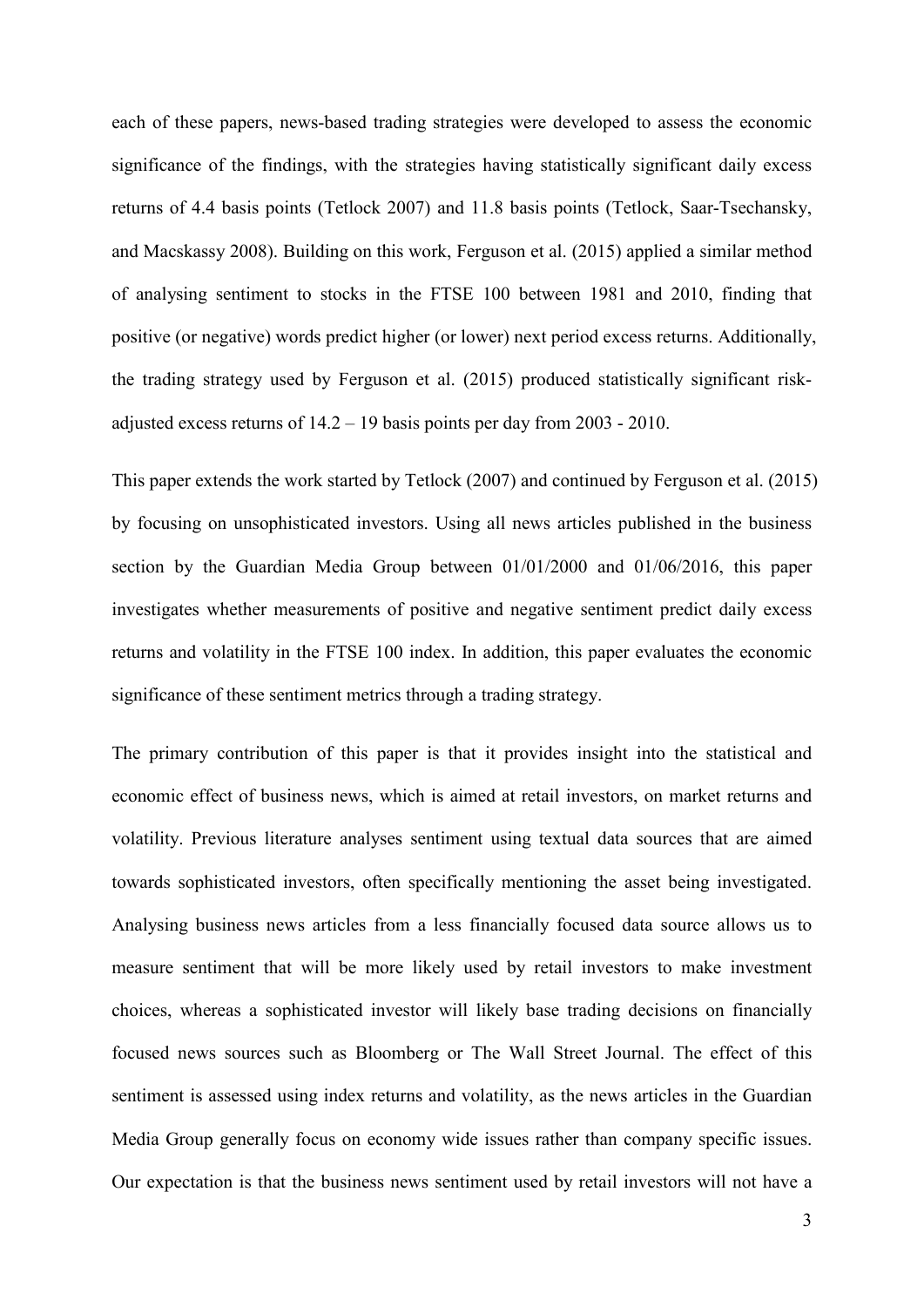each of these papers, news-based trading strategies were developed to assess the economic significance of the findings, with the strategies having statistically significant daily excess returns of 4.4 basis points (Tetlock 2007) and 11.8 basis points (Tetlock, Saar-Tsechansky, and Macskassy 2008). Building on this work, Ferguson et al. (2015) applied a similar method of analysing sentiment to stocks in the FTSE 100 between 1981 and 2010, finding that positive (or negative) words predict higher (or lower) next period excess returns. Additionally, the trading strategy used by Ferguson et al. (2015) produced statistically significant risk-adjusted excess returns of 14.2 – 19 basis points per day from 2003 - 2010.

This paper extends the work started by Tetlock (2007) and continued by Ferguson et al. (2015) by focusing on unsophisticated investors. Using all news articles published in the business section by the Guardian Media Group between 01/01/2000 and 01/06/2016, this paper investigates whether measurements of positive and negative sentiment predict daily excess returns and volatility in the FTSE 100 index. In addition, this paper evaluates the economic significance of these sentiment metrics through a trading strategy.

The primary contribution of this paper is that it provides insight into the statistical and economic effect of business news, which is aimed at retail investors, on market returns and volatility. Previous literature analyses sentiment using textual data sources that are aimed towards sophisticated investors, often specifically mentioning the asset being investigated. Analysing business news articles from a less financially focused data source allows us to measure sentiment that will be more likely used by retail investors to make investment choices, whereas a sophisticated investor will likely base trading decisions on financially focused news sources such as Bloomberg or The Wall Street Journal. The effect of this sentiment is assessed using index returns and volatility, as the news articles in the Guardian Media Group generally focus on economy wide issues rather than company specific issues. Our expectation is that the business news sentiment used by retail investors will not have a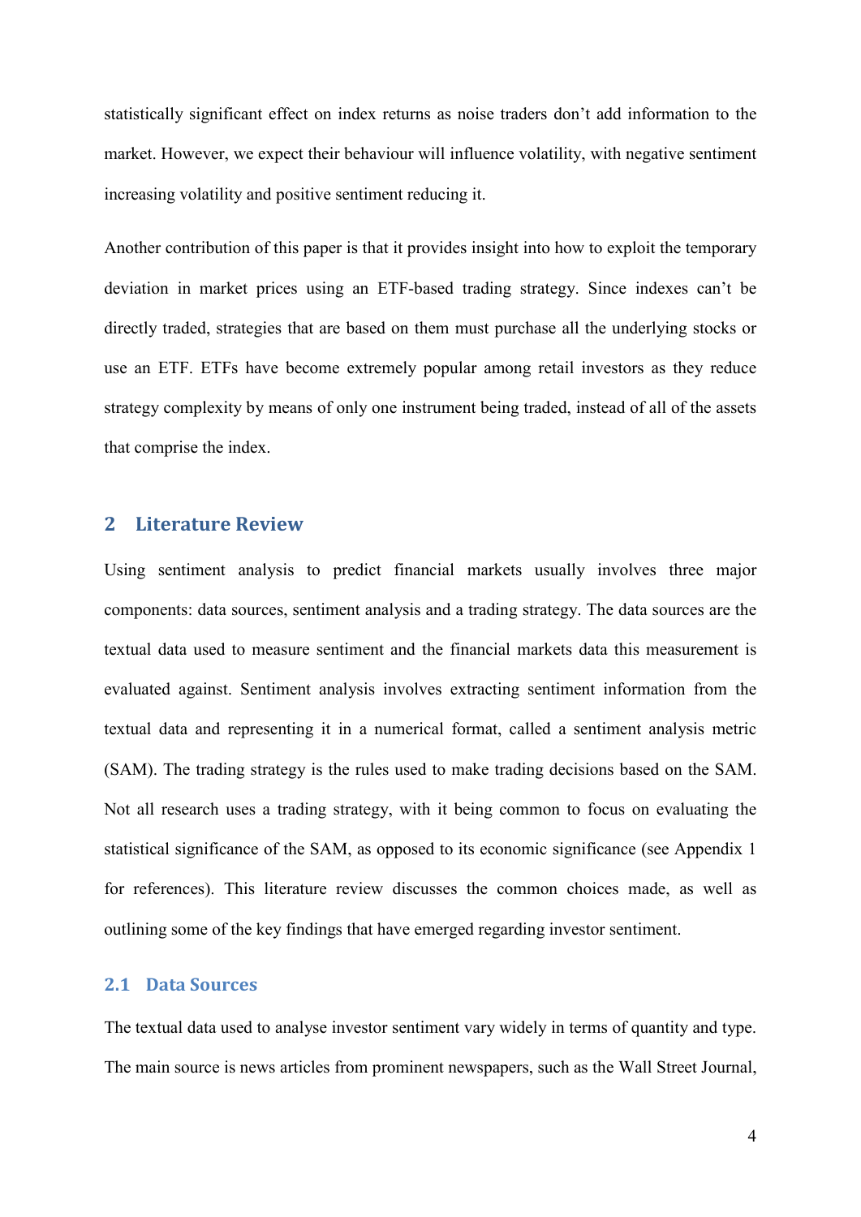statistically significant effect on index returns as noise traders don't add information to the market. However, we expect their behaviour will influence volatility, with negative sentiment increasing volatility and positive sentiment reducing it.

Another contribution of this paper is that it provides insight into how to exploit the temporary deviation in market prices using an ETF-based trading strategy. Since indexes can't be directly traded, strategies that are based on them must purchase all the underlying stocks or use an ETF. ETFs have become extremely popular among retail investors as they reduce strategy complexity by means of only one instrument being traded, instead of all of the assets that comprise the index.

## 2 Literature Review

Using sentiment analysis to predict financial markets usually involves three major components: data sources, sentiment analysis and a trading strategy. The data sources are the textual data used to measure sentiment and the financial markets data this measurement is evaluated against. Sentiment analysis involves extracting sentiment information from the textual data and representing it in a numerical format, called a sentiment analysis metric (SAM). The trading strategy is the rules used to make trading decisions based on the SAM. Not all research uses a trading strategy, with it being common to focus on evaluating the statistical significance of the SAM, as opposed to its economic significance (see Appendix 1 for references). This literature review discusses the common choices made, as well as outlining some of the key findings that have emerged regarding investor sentiment.

### 2.1 Data Sources

The textual data used to analyse investor sentiment vary widely in terms of quantity and type. The main source is news articles from prominent newspapers, such as the Wall Street Journal,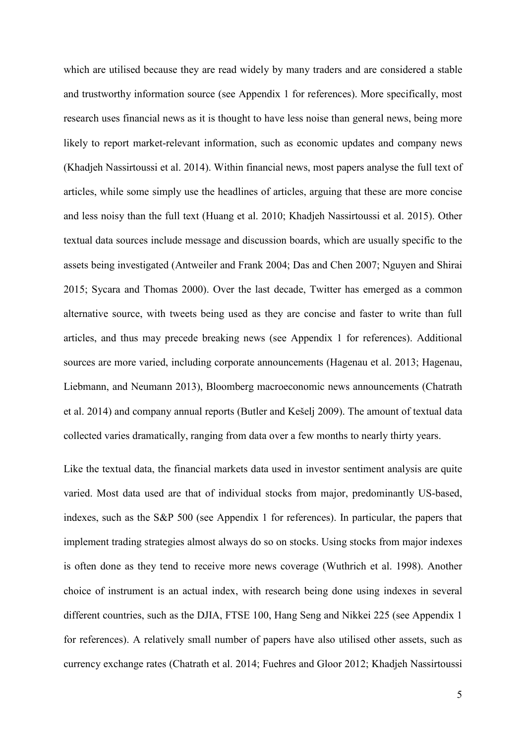which are utilised because they are read widely by many traders and are considered a stable and trustworthy information source (see Appendix 1 for references). More specifically, most research uses financial news as it is thought to have less noise than general news, being more likely to report market-relevant information, such as economic updates and company news (Khadjeh Nassirtoussi et al. 2014). Within financial news, most papers analyse the full text of articles, while some simply use the headlines of articles, arguing that these are more concise and less noisy than the full text (Huang et al. 2010; Khadjeh Nassirtoussi et al. 2015). Other textual data sources include message and discussion boards, which are usually specific to the assets being investigated (Antweiler and Frank 2004; Das and Chen 2007; Nguyen and Shirai 2015; Sycara and Thomas 2000). Over the last decade, Twitter has emerged as a common alternative source, with tweets being used as they are concise and faster to write than full articles, and thus may precede breaking news (see Appendix 1 for references). Additional sources are more varied, including corporate announcements (Hagenau et al. 2013; Hagenau, Liebmann, and Neumann 2013), Bloomberg macroeconomic news announcements (Chatrath et al. 2014) and company annual reports (Butler and Kešelj 2009). The amount of textual data collected varies dramatically, ranging from data over a few months to nearly thirty years.

Like the textual data, the financial markets data used in investor sentiment analysis are quite varied. Most data used are that of individual stocks from major, predominantly US-based, indexes, such as the S&P 500 (see Appendix 1 for references). In particular, the papers that implement trading strategies almost always do so on stocks. Using stocks from major indexes is often done as they tend to receive more news coverage (Wuthrich et al. 1998). Another choice of instrument is an actual index, with research being done using indexes in several different countries, such as the DJIA, FTSE 100, Hang Seng and Nikkei 225 (see Appendix 1 for references). A relatively small number of papers have also utilised other assets, such as currency exchange rates (Chatrath et al. 2014; Fuehres and Gloor 2012; Khadjeh Nassirtoussi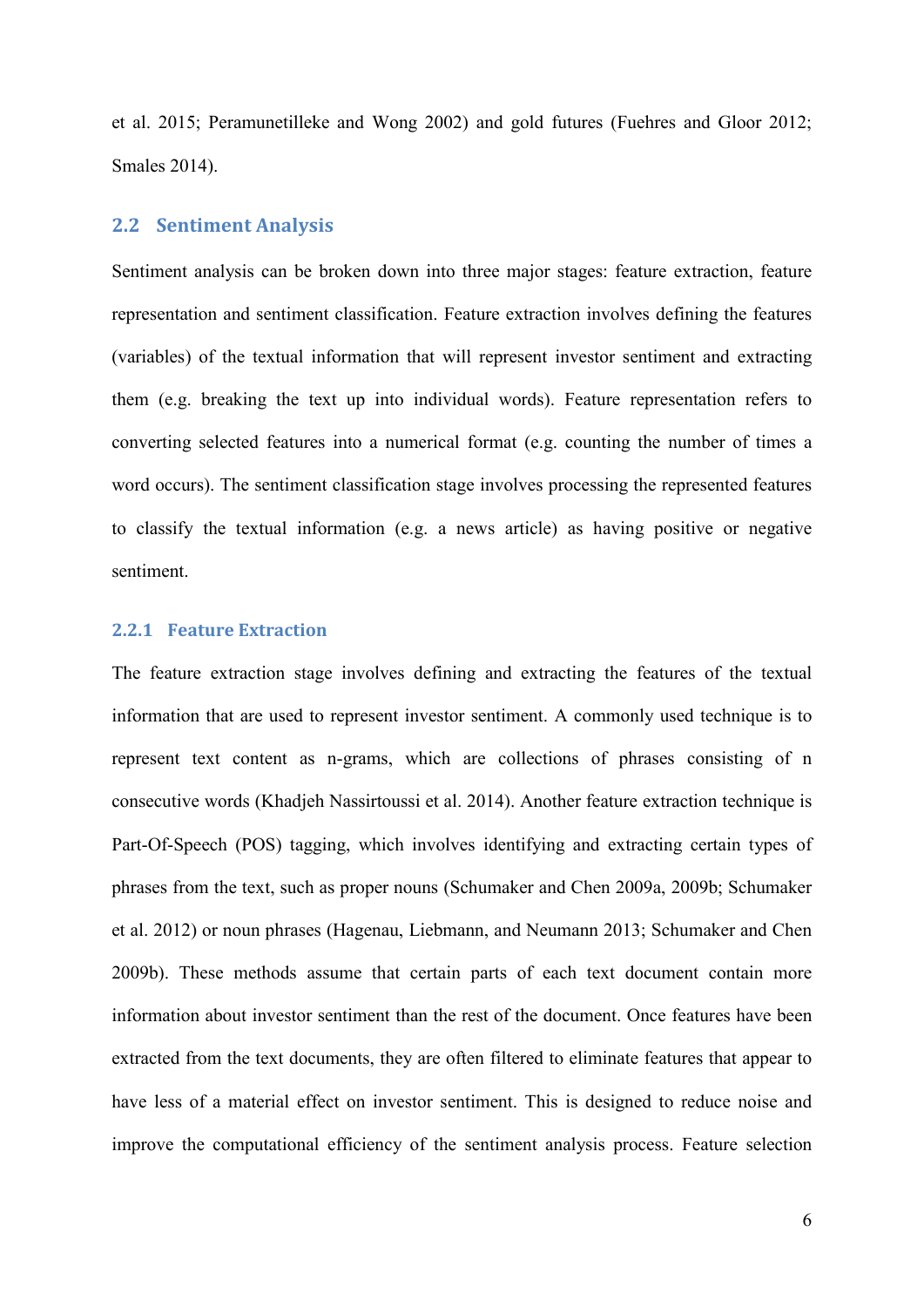et al. 2015; Peramunetilleke and Wong 2002) and gold futures (Fuehres and Gloor 2012; Smales 2014).

## 2.2 Sentiment Analysis

Sentiment analysis can be broken down into three major stages: feature extraction, feature representation and sentiment classification. Feature extraction involves defining the features (variables) of the textual information that will represent investor sentiment and extracting them (e.g. breaking the text up into individual words). Feature representation refers to converting selected features into a numerical format (e.g. counting the number of times a word occurs). The sentiment classification stage involves processing the represented features to classify the textual information (e.g. a news article) as having positive or negative sentiment.

### 2.2.1 Feature Extraction

The feature extraction stage involves defining and extracting the features of the textual information that are used to represent investor sentiment. A commonly used technique is to represent text content as n-grams, which are collections of phrases consisting of n consecutive words (Khadjeh Nassirtoussi et al. 2014). Another feature extraction technique is Part-Of-Speech (POS) tagging, which involves identifying and extracting certain types of phrases from the text, such as proper nouns (Schumaker and Chen 2009a, 2009b; Schumaker et al. 2012) or noun phrases (Hagenau, Liebmann, and Neumann 2013; Schumaker and Chen 2009b). These methods assume that certain parts of each text document contain more information about investor sentiment than the rest of the document. Once features have been extracted from the text documents, they are often filtered to eliminate features that appear to have less of a material effect on investor sentiment. This is designed to reduce noise and improve the computational efficiency of the sentiment analysis process. Feature selection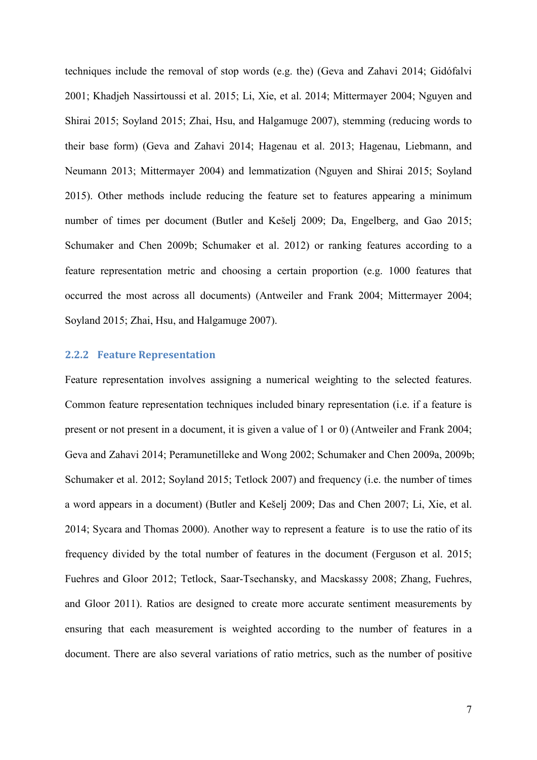techniques include the removal of stop words (e.g. the) (Geva and Zahavi 2014; Gidófalvi 2001; Khadjeh Nassirtoussi et al. 2015; Li, Xie, et al. 2014; Mittermayer 2004; Nguyen and Shirai 2015; Soyland 2015; Zhai, Hsu, and Halgamuge 2007), stemming (reducing words to their base form) (Geva and Zahavi 2014; Hagenau et al. 2013; Hagenau, Liebmann, and Neumann 2013; Mittermayer 2004) and lemmatization (Nguyen and Shirai 2015; Soyland 2015). Other methods include reducing the feature set to features appearing a minimum number of times per document (Butler and Kešelj 2009; Da, Engelberg, and Gao 2015; Schumaker and Chen 2009b; Schumaker et al. 2012) or ranking features according to a feature representation metric and choosing a certain proportion (e.g. 1000 features that occurred the most across all documents) (Antweiler and Frank 2004; Mittermayer 2004; Soyland 2015; Zhai, Hsu, and Halgamuge 2007).

### 2.2.2 Feature Representation

Feature representation involves assigning a numerical weighting to the selected features. Common feature representation techniques included binary representation (i.e. if a feature is present or not present in a document, it is given a value of 1 or 0) (Antweiler and Frank 2004; Geva and Zahavi 2014; Peramunetilleke and Wong 2002; Schumaker and Chen 2009a, 2009b; Schumaker et al. 2012; Soyland 2015; Tetlock 2007) and frequency (i.e. the number of times a word appears in a document) (Butler and Kešelj 2009; Das and Chen 2007; Li, Xie, et al. 2014; Sycara and Thomas 2000). Another way to represent a feature is to use the ratio of its frequency divided by the total number of features in the document (Ferguson et al. 2015; Fuehres and Gloor 2012; Tetlock, Saar-Tsechansky, and Macskassy 2008; Zhang, Fuehres, and Gloor 2011). Ratios are designed to create more accurate sentiment measurements by ensuring that each measurement is weighted according to the number of features in a document. There are also several variations of ratio metrics, such as the number of positive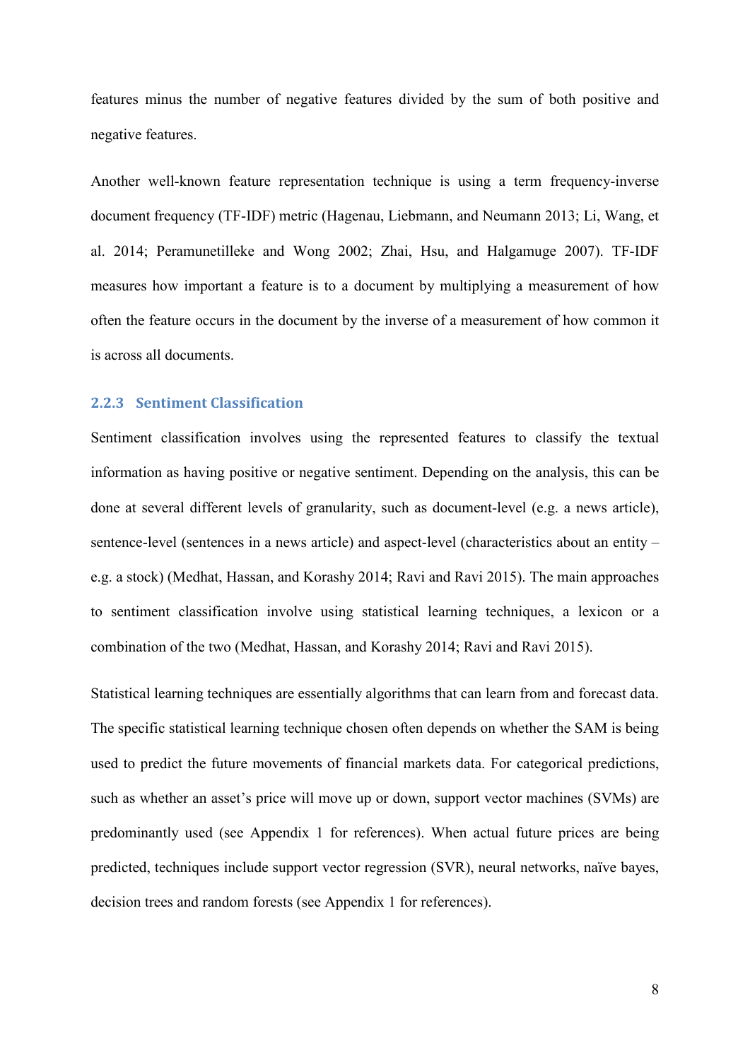features minus the number of negative features divided by the sum of both positive and negative features.

Another well-known feature representation technique is using a term frequency-inverse document frequency (TF-IDF) metric (Hagenau, Liebmann, and Neumann 2013; Li, Wang, et al. 2014; Peramunetilleke and Wong 2002; Zhai, Hsu, and Halgamuge 2007). TF-IDF measures how important a feature is to a document by multiplying a measurement of how often the feature occurs in the document by the inverse of a measurement of how common it is across all documents.

### 2.2.3 Sentiment Classification

Sentiment classification involves using the represented features to classify the textual information as having positive or negative sentiment. Depending on the analysis, this can be done at several different levels of granularity, such as document-level (e.g. a news article), sentence-level (sentences in a news article) and aspect-level (characteristics about an entity – e.g. a stock) (Medhat, Hassan, and Korashy 2014; Ravi and Ravi 2015). The main approaches to sentiment classification involve using statistical learning techniques, a lexicon or a combination of the two (Medhat, Hassan, and Korashy 2014; Ravi and Ravi 2015).

Statistical learning techniques are essentially algorithms that can learn from and forecast data. The specific statistical learning technique chosen often depends on whether the SAM is being used to predict the future movements of financial markets data. For categorical predictions, such as whether an asset's price will move up or down, support vector machines (SVMs) are predominantly used (see Appendix 1 for references). When actual future prices are being predicted, techniques include support vector regression (SVR), neural networks, naïve bayes, decision trees and random forests (see Appendix 1 for references).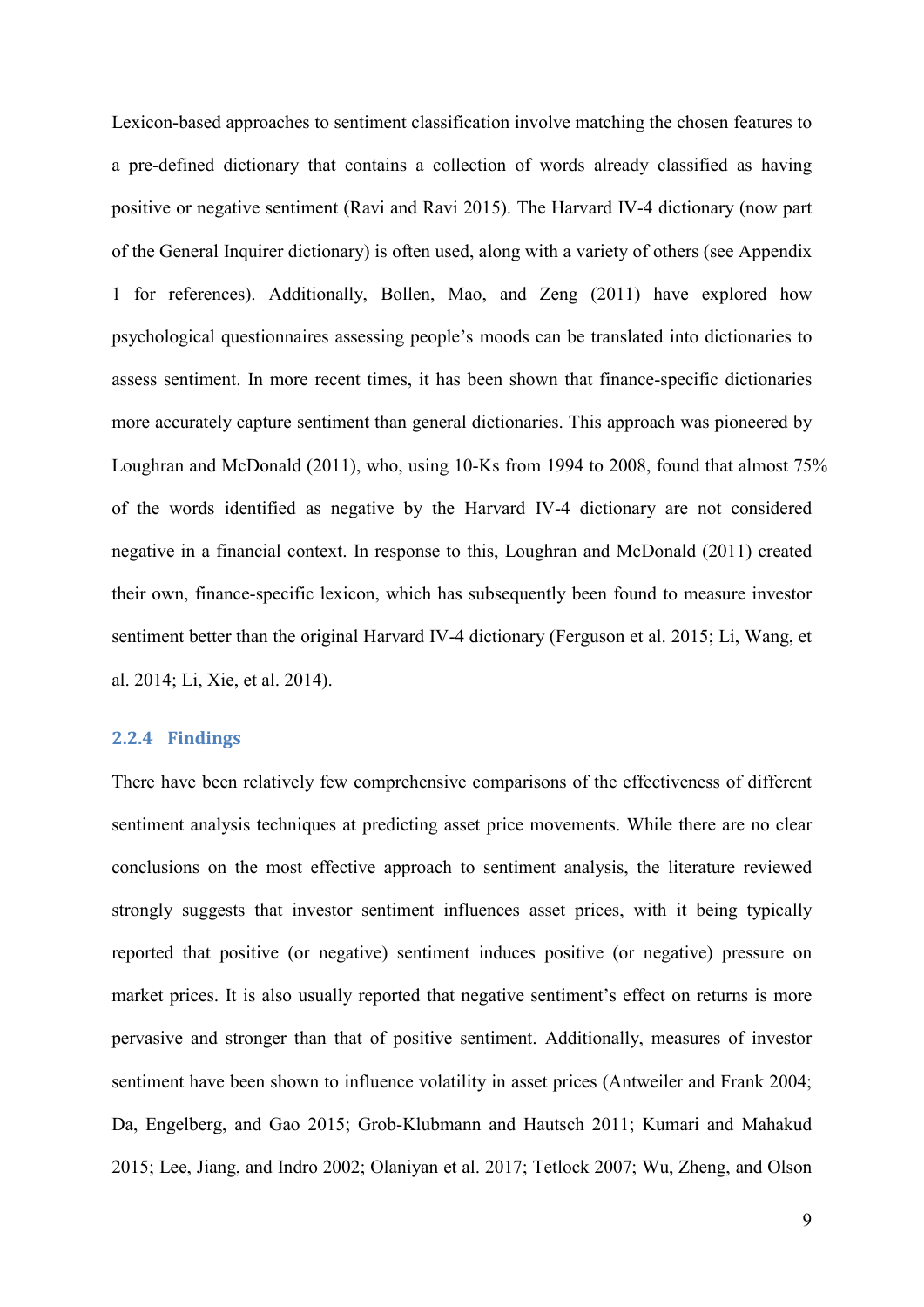Lexicon-based approaches to sentiment classification involve matching the chosen features to a pre-defined dictionary that contains a collection of words already classified as having positive or negative sentiment (Ravi and Ravi 2015). The Harvard IV-4 dictionary (now part of the General Inquirer dictionary) is often used, along with a variety of others (see Appendix 1 for references). Additionally, Bollen, Mao, and Zeng (2011) have explored how psychological questionnaires assessing people's moods can be translated into dictionaries to assess sentiment. In more recent times, it has been shown that finance-specific dictionaries more accurately capture sentiment than general dictionaries. This approach was pioneered by Loughran and McDonald (2011), who, using 10-Ks from 1994 to 2008, found that almost 75% of the words identified as negative by the Harvard IV-4 dictionary are not considered negative in a financial context. In response to this, Loughran and McDonald (2011) created their own, finance-specific lexicon, which has subsequently been found to measure investor sentiment better than the original Harvard IV-4 dictionary (Ferguson et al. 2015; Li, Wang, et al. 2014; Li, Xie, et al. 2014).

### 2.2.4 Findings

There have been relatively few comprehensive comparisons of the effectiveness of different sentiment analysis techniques at predicting asset price movements. While there are no clear conclusions on the most effective approach to sentiment analysis, the literature reviewed strongly suggests that investor sentiment influences asset prices, with it being typically reported that positive (or negative) sentiment induces positive (or negative) pressure on market prices. It is also usually reported that negative sentiment's effect on returns is more pervasive and stronger than that of positive sentiment. Additionally, measures of investor sentiment have been shown to influence volatility in asset prices (Antweiler and Frank 2004; Da, Engelberg, and Gao 2015; Grob-Klubmann and Hautsch 2011; Kumari and Mahakud 2015; Lee, Jiang, and Indro 2002; Olaniyan et al. 2017; Tetlock 2007; Wu, Zheng, and Olson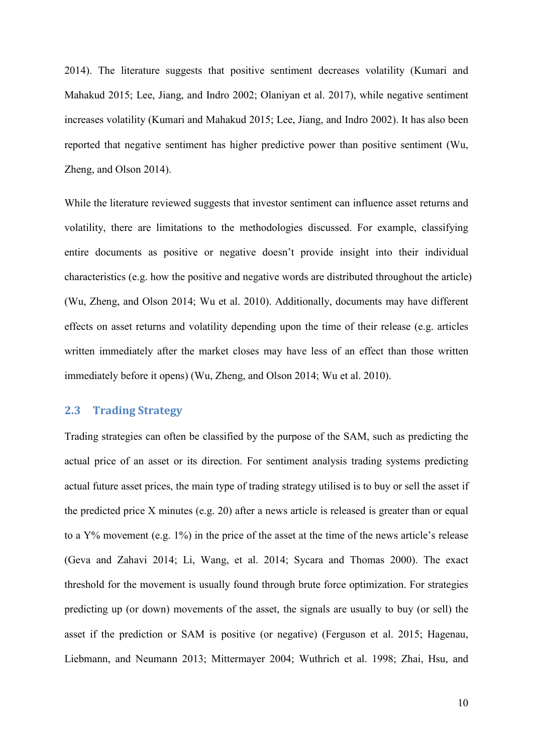2014). The literature suggests that positive sentiment decreases volatility (Kumari and Mahakud 2015; Lee, Jiang, and Indro 2002; Olaniyan et al. 2017), while negative sentiment increases volatility (Kumari and Mahakud 2015; Lee, Jiang, and Indro 2002). It has also been reported that negative sentiment has higher predictive power than positive sentiment (Wu, Zheng, and Olson 2014).

While the literature reviewed suggests that investor sentiment can influence asset returns and volatility, there are limitations to the methodologies discussed. For example, classifying entire documents as positive or negative doesn't provide insight into their individual characteristics (e.g. how the positive and negative words are distributed throughout the article) (Wu, Zheng, and Olson 2014; Wu et al. 2010). Additionally, documents may have different effects on asset returns and volatility depending upon the time of their release (e.g. articles written immediately after the market closes may have less of an effect than those written immediately before it opens) (Wu, Zheng, and Olson 2014; Wu et al. 2010).

## 2.3 Trading Strategy

Trading strategies can often be classified by the purpose of the SAM, such as predicting the actual price of an asset or its direction. For sentiment analysis trading systems predicting actual future asset prices, the main type of trading strategy utilised is to buy or sell the asset if the predicted price X minutes (e.g. 20) after a news article is released is greater than or equal to a Y% movement (e.g. 1%) in the price of the asset at the time of the news article's release (Geva and Zahavi 2014; Li, Wang, et al. 2014; Sycara and Thomas 2000). The exact threshold for the movement is usually found through brute force optimization. For strategies predicting up (or down) movements of the asset, the signals are usually to buy (or sell) the asset if the prediction or SAM is positive (or negative) (Ferguson et al. 2015; Hagenau, Liebmann, and Neumann 2013; Mittermayer 2004; Wuthrich et al. 1998; Zhai, Hsu, and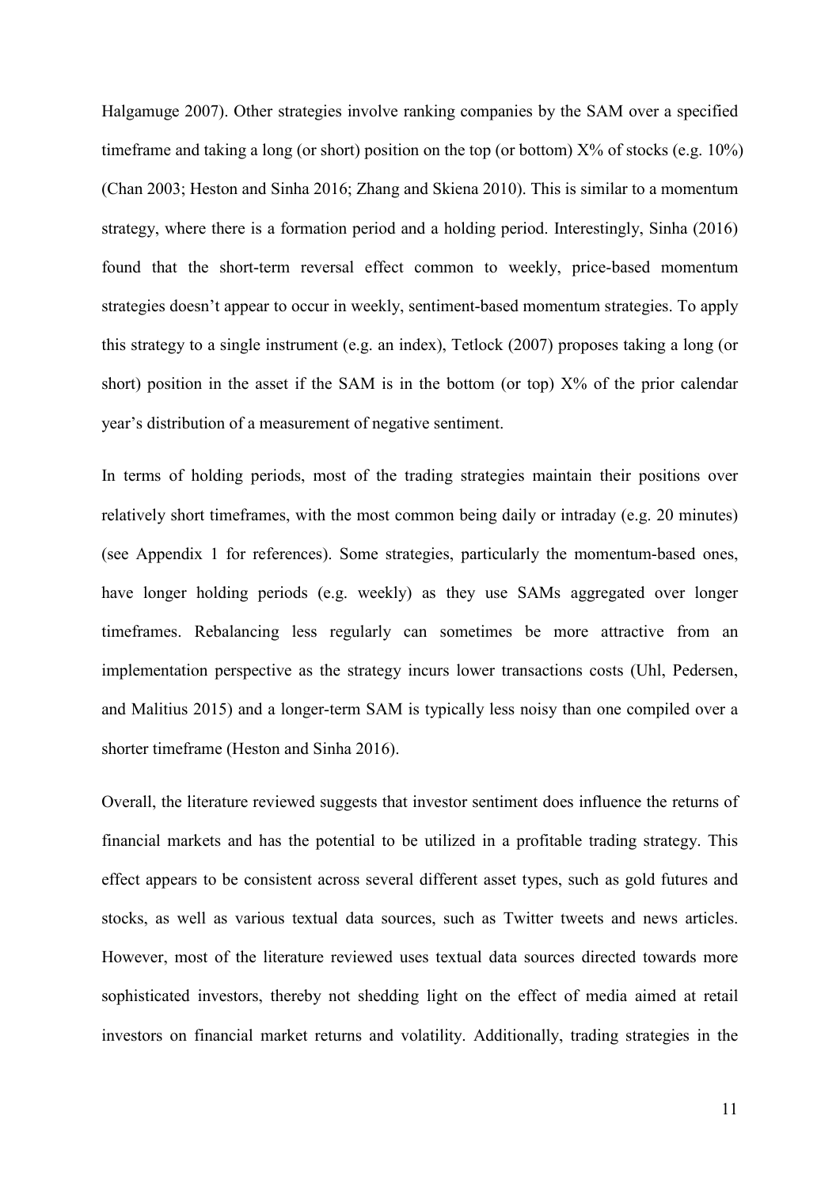Halgamuge 2007). Other strategies involve ranking companies by the SAM over a specified timeframe and taking a long (or short) position on the top (or bottom) X% of stocks (e.g. 10%) (Chan 2003; Heston and Sinha 2016; Zhang and Skiena 2010). This is similar to a momentum strategy, where there is a formation period and a holding period. Interestingly, Sinha (2016) found that the short-term reversal effect common to weekly, price-based momentum strategies doesn't appear to occur in weekly, sentiment-based momentum strategies. To apply this strategy to a single instrument (e.g. an index), Tetlock (2007) proposes taking a long (or short) position in the asset if the SAM is in the bottom (or top) X% of the prior calendar year's distribution of a measurement of negative sentiment.

In terms of holding periods, most of the trading strategies maintain their positions over relatively short timeframes, with the most common being daily or intraday (e.g. 20 minutes) (see Appendix 1 for references). Some strategies, particularly the momentum-based ones, have longer holding periods (e.g. weekly) as they use SAMs aggregated over longer timeframes. Rebalancing less regularly can sometimes be more attractive from an implementation perspective as the strategy incurs lower transactions costs (Uhl, Pedersen, and Malitius 2015) and a longer-term SAM is typically less noisy than one compiled over a shorter timeframe (Heston and Sinha 2016).

Overall, the literature reviewed suggests that investor sentiment does influence the returns of financial markets and has the potential to be utilized in a profitable trading strategy. This effect appears to be consistent across several different asset types, such as gold futures and stocks, as well as various textual data sources, such as Twitter tweets and news articles. However, most of the literature reviewed uses textual data sources directed towards more sophisticated investors, thereby not shedding light on the effect of media aimed at retail investors on financial market returns and volatility. Additionally, trading strategies in the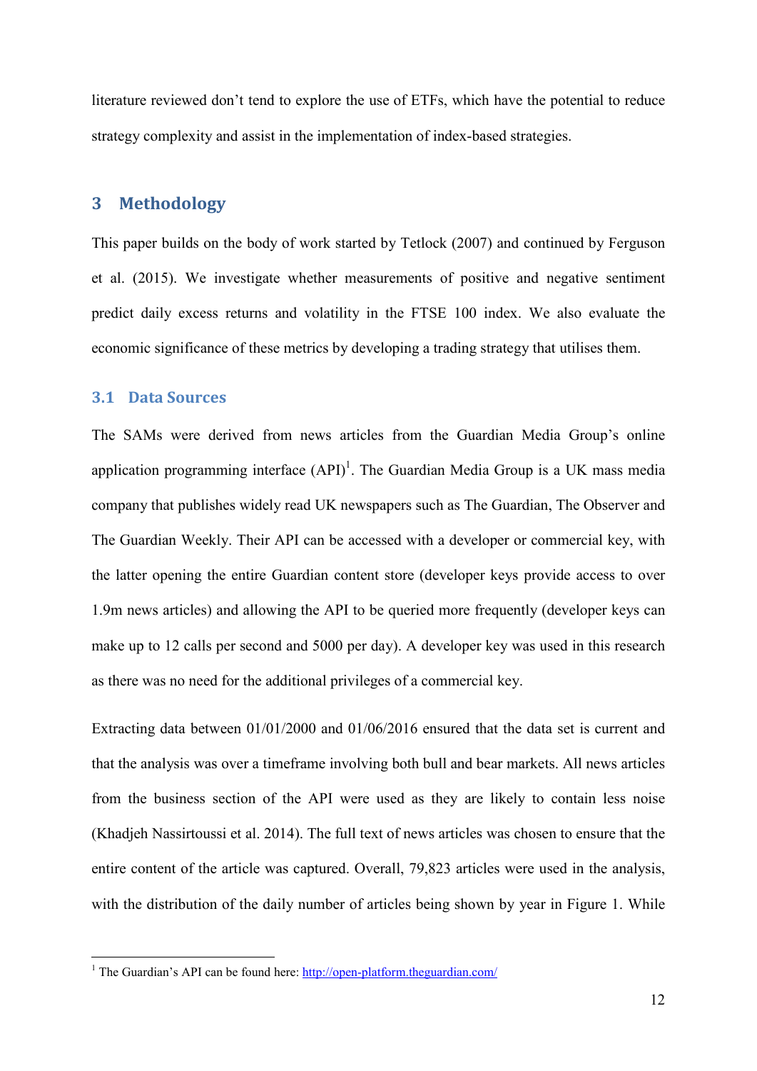literature reviewed don't tend to explore the use of ETFs, which have the potential to reduce strategy complexity and assist in the implementation of index-based strategies.

# 3 Methodology

This paper builds on the body of work started by Tetlock (2007) and continued by Ferguson et al. (2015). We investigate whether measurements of positive and negative sentiment predict daily excess returns and volatility in the FTSE 100 index. We also evaluate the economic significance of these metrics by developing a trading strategy that utilises them.

## 3.1 Data Sources

The SAMs were derived from news articles from the Guardian Media Group's online application programming interface (API)[1]. The Guardian Media Group is a UK mass media company that publishes widely read UK newspapers such as The Guardian, The Observer and The Guardian Weekly. Their API can be accessed with a developer or commercial key, with the latter opening the entire Guardian content store (developer keys provide access to over 1.9m news articles) and allowing the API to be queried more frequently (developer keys can make up to 12 calls per second and 5000 per day). A developer key was used in this research as there was no need for the additional privileges of a commercial key.

Extracting data between 01/01/2000 and 01/06/2016 ensured that the data set is current and that the analysis was over a timeframe involving both bull and bear markets. All news articles from the business section of the API were used as they are likely to contain less noise (Khadjeh Nassirtoussi et al. 2014). The full text of news articles was chosen to ensure that the entire content of the article was captured. Overall, 79,823 articles were used in the analysis, with the distribution of the daily number of articles being shown by year in Figure 1. While

---

[1] The Guardian's API can be found here: http://open-platform.theguardian.com/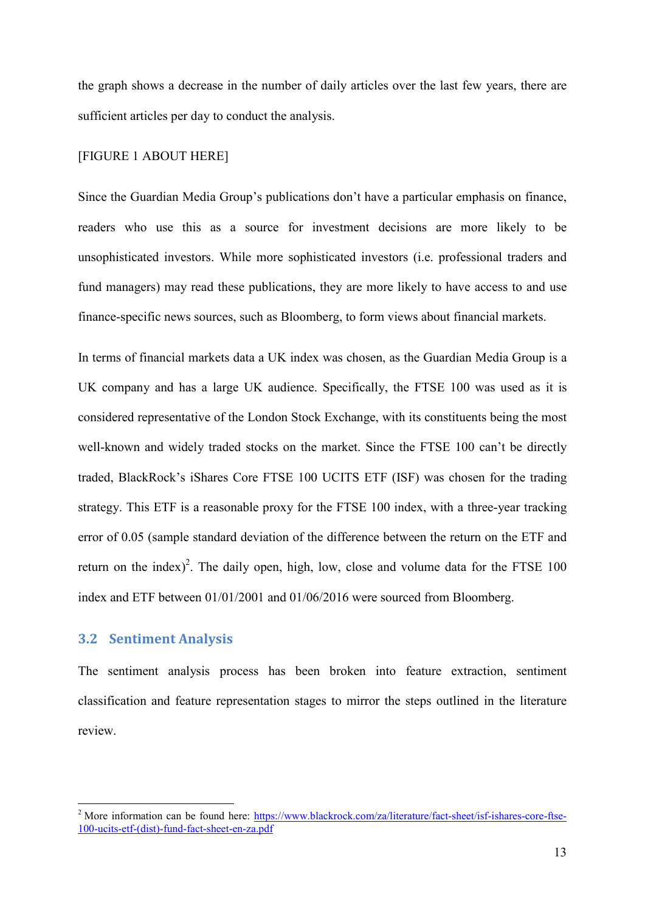the graph shows a decrease in the number of daily articles over the last few years, there are sufficient articles per day to conduct the analysis.

[FIGURE 1 ABOUT HERE]

Since the Guardian Media Group's publications don't have a particular emphasis on finance, readers who use this as a source for investment decisions are more likely to be unsophisticated investors. While more sophisticated investors (i.e. professional traders and fund managers) may read these publications, they are more likely to have access to and use finance-specific news sources, such as Bloomberg, to form views about financial markets.

In terms of financial markets data a UK index was chosen, as the Guardian Media Group is a UK company and has a large UK audience. Specifically, the FTSE 100 was used as it is considered representative of the London Stock Exchange, with its constituents being the most well-known and widely traded stocks on the market. Since the FTSE 100 can't be directly traded, BlackRock's iShares Core FTSE 100 UCITS ETF (ISF) was chosen for the trading strategy. This ETF is a reasonable proxy for the FTSE 100 index, with a three-year tracking error of 0.05 (sample standard deviation of the difference between the return on the ETF and return on the index)[2]. The daily open, high, low, close and volume data for the FTSE 100 index and ETF between 01/01/2001 and 01/06/2016 were sourced from Bloomberg.

## 3.2 Sentiment Analysis

The sentiment analysis process has been broken into feature extraction, sentiment classification and feature representation stages to mirror the steps outlined in the literature review.

---

[2] More information can be found here: https://www.blackrock.com/za/literature/fact-sheet/isf-ishares-core-ftse-100-ucits-etf-(dist)-fund-fact-sheet-en-za.pdf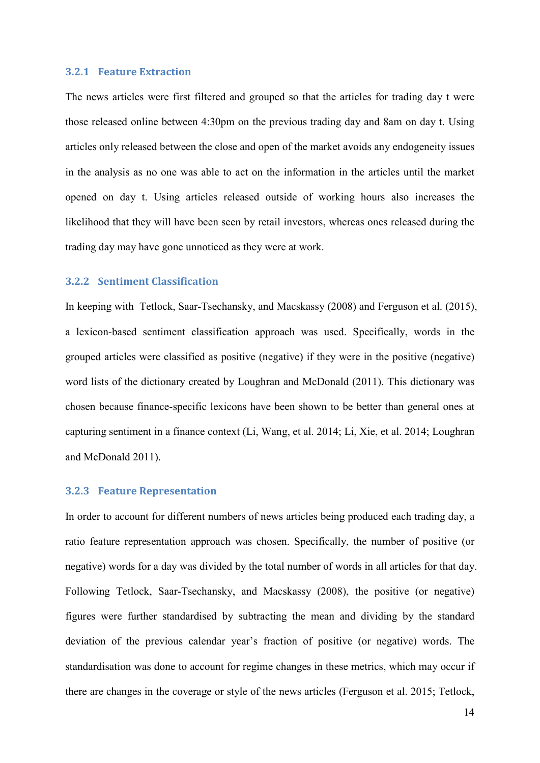### 3.2.1 Feature Extraction

The news articles were first filtered and grouped so that the articles for trading day t were those released online between 4:30pm on the previous trading day and 8am on day t. Using articles only released between the close and open of the market avoids any endogeneity issues in the analysis as no one was able to act on the information in the articles until the market opened on day t. Using articles released outside of working hours also increases the likelihood that they will have been seen by retail investors, whereas ones released during the trading day may have gone unnoticed as they were at work.

### 3.2.2 Sentiment Classification

In keeping with Tetlock, Saar-Tsechansky, and Macskassy (2008) and Ferguson et al. (2015), a lexicon-based sentiment classification approach was used. Specifically, words in the grouped articles were classified as positive (negative) if they were in the positive (negative) word lists of the dictionary created by Loughran and McDonald (2011). This dictionary was chosen because finance-specific lexicons have been shown to be better than general ones at capturing sentiment in a finance context (Li, Wang, et al. 2014; Li, Xie, et al. 2014; Loughran and McDonald 2011).

### 3.2.3 Feature Representation

In order to account for different numbers of news articles being produced each trading day, a ratio feature representation approach was chosen. Specifically, the number of positive (or negative) words for a day was divided by the total number of words in all articles for that day. Following Tetlock, Saar-Tsechansky, and Macskassy (2008), the positive (or negative) figures were further standardised by subtracting the mean and dividing by the standard deviation of the previous calendar year's fraction of positive (or negative) words. The standardisation was done to account for regime changes in these metrics, which may occur if there are changes in the coverage or style of the news articles (Ferguson et al. 2015; Tetlock,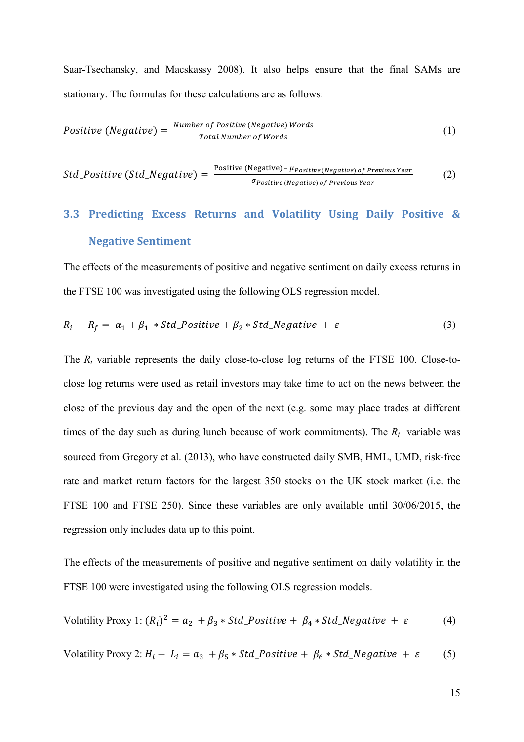Saar-Tsechansky, and Macskassy 2008). It also helps ensure that the final SAMs are stationary. The formulas for these calculations are as follows:

$$Positive\ (Negative) = \frac{Number\ of\ Positive\ (Negative)\ Words}{Total\ Number\ of\ Words} \tag{1}$$

$$Std\_Positive\ (Std\_Negative) = \frac{\text{Positive (Negative)} - \mu_{Positive\ (Negative)\ of\ Previous\ Year}}{\sigma_{Positive\ (Negative)\ of\ Previous\ Year}} \tag{2}$$

### 3.3 Predicting Excess Returns and Volatility Using Daily Positive & Negative Sentiment

The effects of the measurements of positive and negative sentiment on daily excess returns in the FTSE 100 was investigated using the following OLS regression model.

$$R_i - R_f = \alpha_1 + \beta_1 * Std\_Positive + \beta_2 * Std\_Negative + \varepsilon \tag{3}$$

The $R_i$ variable represents the daily close-to-close log returns of the FTSE 100. Close-to-close log returns were used as retail investors may take time to act on the news between the close of the previous day and the open of the next (e.g. some may place trades at different times of the day such as during lunch because of work commitments). The $R_f$ variable was sourced from Gregory et al. (2013), who have constructed daily SMB, HML, UMD, risk-free rate and market return factors for the largest 350 stocks on the UK stock market (i.e. the FTSE 100 and FTSE 250). Since these variables are only available until 30/06/2015, the regression only includes data up to this point.

The effects of the measurements of positive and negative sentiment on daily volatility in the FTSE 100 were investigated using the following OLS regression models.

$$\text{Volatility Proxy 1: } (R_i)^2 = a_2 + \beta_3 * Std\_Positive + \beta_4 * Std\_Negative + \varepsilon \tag{4}$$

$$\text{Volatility Proxy 2: } H_i - L_i = a_3 + \beta_5 * Std\_Positive + \beta_6 * Std\_Negative + \varepsilon \tag{5}$$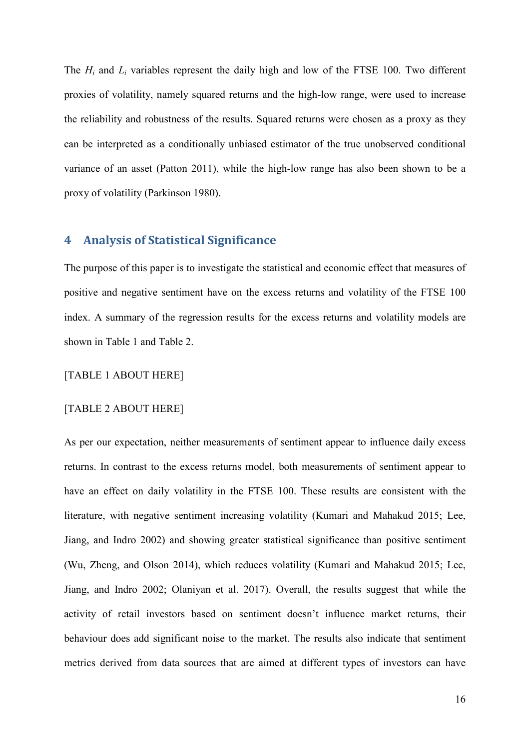The $H_i$ and $L_i$ variables represent the daily high and low of the FTSE 100. Two different proxies of volatility, namely squared returns and the high-low range, were used to increase the reliability and robustness of the results. Squared returns were chosen as a proxy as they can be interpreted as a conditionally unbiased estimator of the true unobserved conditional variance of an asset (Patton 2011), while the high-low range has also been shown to be a proxy of volatility (Parkinson 1980).

## 4 Analysis of Statistical Significance

The purpose of this paper is to investigate the statistical and economic effect that measures of positive and negative sentiment have on the excess returns and volatility of the FTSE 100 index. A summary of the regression results for the excess returns and volatility models are shown in Table 1 and Table 2.

[TABLE 1 ABOUT HERE]

[TABLE 2 ABOUT HERE]

As per our expectation, neither measurements of sentiment appear to influence daily excess returns. In contrast to the excess returns model, both measurements of sentiment appear to have an effect on daily volatility in the FTSE 100. These results are consistent with the literature, with negative sentiment increasing volatility (Kumari and Mahakud 2015; Lee, Jiang, and Indro 2002) and showing greater statistical significance than positive sentiment (Wu, Zheng, and Olson 2014), which reduces volatility (Kumari and Mahakud 2015; Lee, Jiang, and Indro 2002; Olaniyan et al. 2017). Overall, the results suggest that while the activity of retail investors based on sentiment doesn't influence market returns, their behaviour does add significant noise to the market. The results also indicate that sentiment metrics derived from data sources that are aimed at different types of investors can have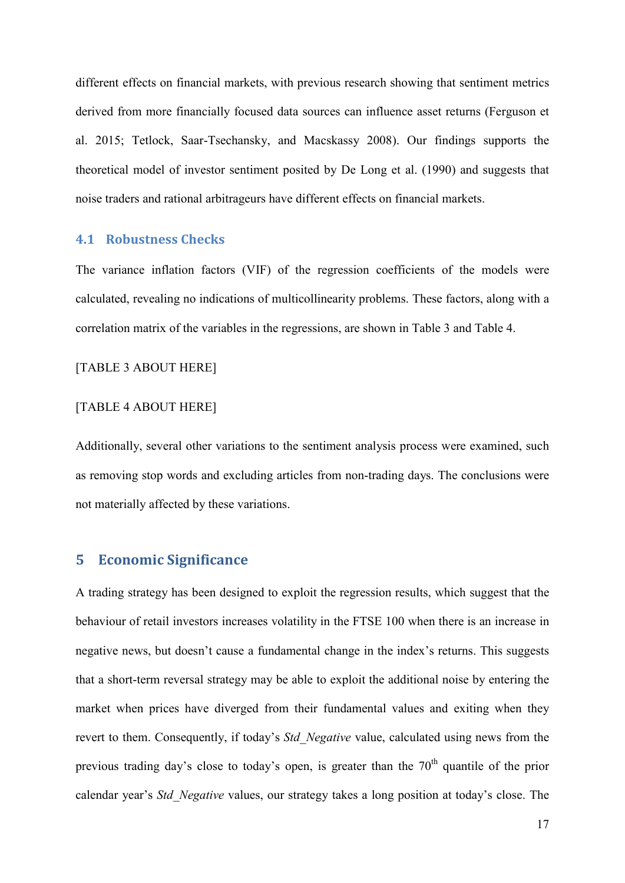different effects on financial markets, with previous research showing that sentiment metrics derived from more financially focused data sources can influence asset returns (Ferguson et al. 2015; Tetlock, Saar-Tsechansky, and Macskassy 2008). Our findings supports the theoretical model of investor sentiment posited by De Long et al. (1990) and suggests that noise traders and rational arbitrageurs have different effects on financial markets.

### 4.1 Robustness Checks

The variance inflation factors (VIF) of the regression coefficients of the models were calculated, revealing no indications of multicollinearity problems. These factors, along with a correlation matrix of the variables in the regressions, are shown in Table 3 and Table 4.

[TABLE 3 ABOUT HERE]

[TABLE 4 ABOUT HERE]

Additionally, several other variations to the sentiment analysis process were examined, such as removing stop words and excluding articles from non-trading days. The conclusions were not materially affected by these variations.

## 5 Economic Significance

A trading strategy has been designed to exploit the regression results, which suggest that the behaviour of retail investors increases volatility in the FTSE 100 when there is an increase in negative news, but doesn't cause a fundamental change in the index's returns. This suggests that a short-term reversal strategy may be able to exploit the additional noise by entering the market when prices have diverged from their fundamental values and exiting when they revert to them. Consequently, if today's *Std_Negative* value, calculated using news from the previous trading day's close to today's open, is greater than the 70$^{th}$ quantile of the prior calendar year's *Std_Negative* values, our strategy takes a long position at today's close. The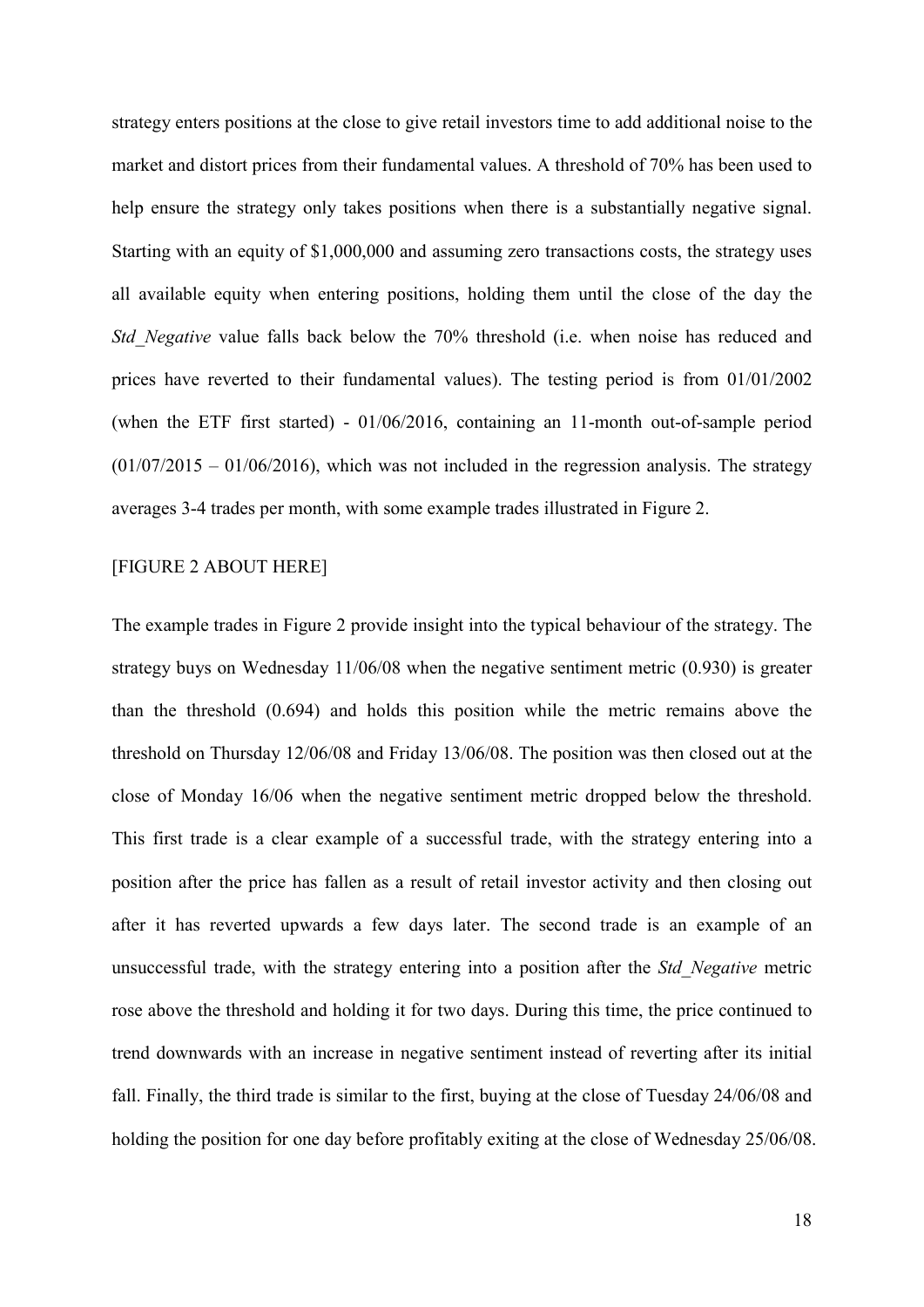strategy enters positions at the close to give retail investors time to add additional noise to the market and distort prices from their fundamental values. A threshold of 70% has been used to help ensure the strategy only takes positions when there is a substantially negative signal. Starting with an equity of $1,000,000 and assuming zero transactions costs, the strategy uses all available equity when entering positions, holding them until the close of the day the *Std_Negative* value falls back below the 70% threshold (i.e. when noise has reduced and prices have reverted to their fundamental values). The testing period is from 01/01/2002 (when the ETF first started) - 01/06/2016, containing an 11-month out-of-sample period (01/07/2015 – 01/06/2016), which was not included in the regression analysis. The strategy averages 3-4 trades per month, with some example trades illustrated in Figure 2.

[FIGURE 2 ABOUT HERE]

The example trades in Figure 2 provide insight into the typical behaviour of the strategy. The strategy buys on Wednesday 11/06/08 when the negative sentiment metric (0.930) is greater than the threshold (0.694) and holds this position while the metric remains above the threshold on Thursday 12/06/08 and Friday 13/06/08. The position was then closed out at the close of Monday 16/06 when the negative sentiment metric dropped below the threshold. This first trade is a clear example of a successful trade, with the strategy entering into a position after the price has fallen as a result of retail investor activity and then closing out after it has reverted upwards a few days later. The second trade is an example of an unsuccessful trade, with the strategy entering into a position after the *Std_Negative* metric rose above the threshold and holding it for two days. During this time, the price continued to trend downwards with an increase in negative sentiment instead of reverting after its initial fall. Finally, the third trade is similar to the first, buying at the close of Tuesday 24/06/08 and holding the position for one day before profitably exiting at the close of Wednesday 25/06/08.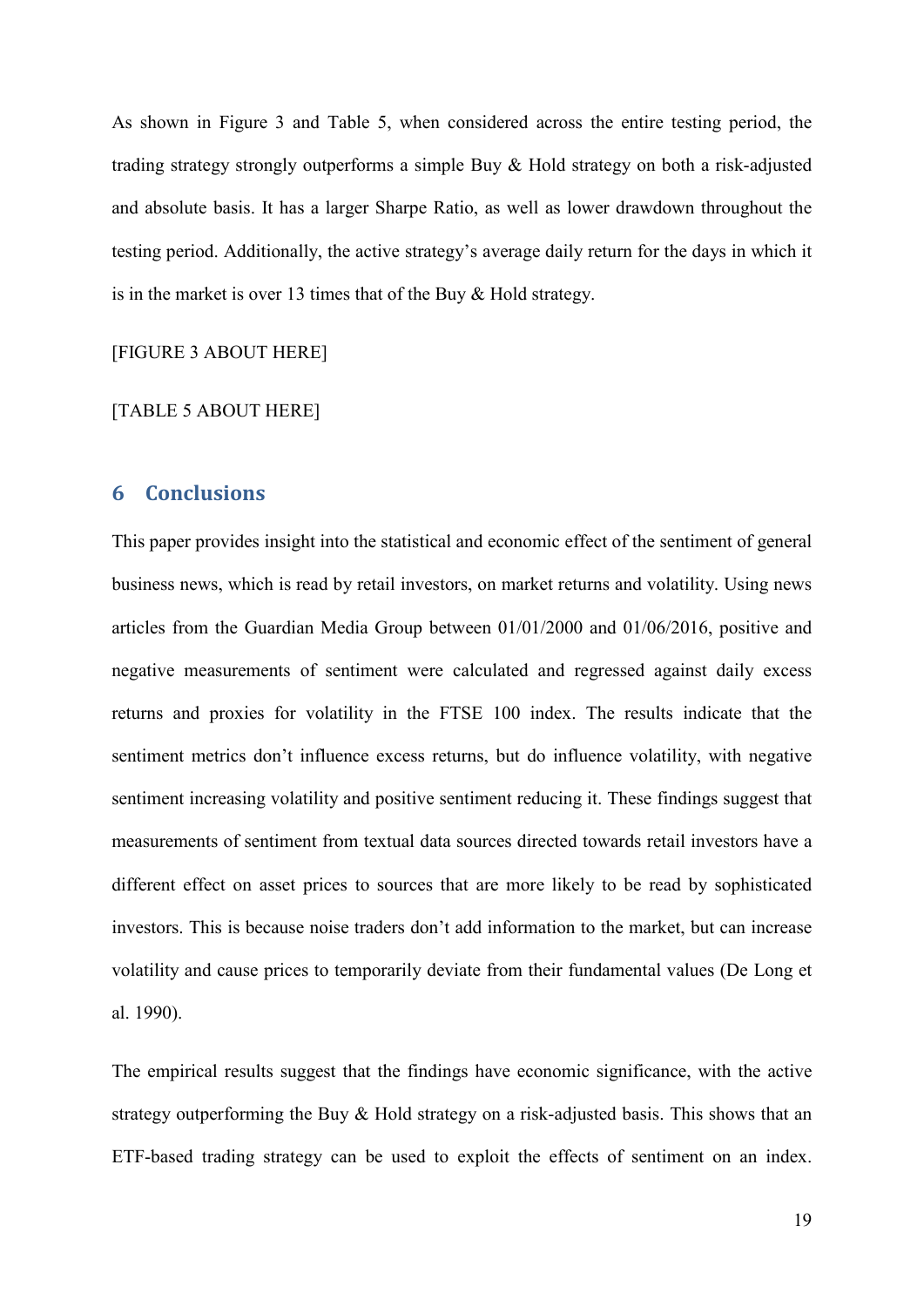As shown in Figure 3 and Table 5, when considered across the entire testing period, the trading strategy strongly outperforms a simple Buy & Hold strategy on both a risk-adjusted and absolute basis. It has a larger Sharpe Ratio, as well as lower drawdown throughout the testing period. Additionally, the active strategy's average daily return for the days in which it is in the market is over 13 times that of the Buy & Hold strategy.

[FIGURE 3 ABOUT HERE]

[TABLE 5 ABOUT HERE]

## 6 Conclusions

This paper provides insight into the statistical and economic effect of the sentiment of general business news, which is read by retail investors, on market returns and volatility. Using news articles from the Guardian Media Group between 01/01/2000 and 01/06/2016, positive and negative measurements of sentiment were calculated and regressed against daily excess returns and proxies for volatility in the FTSE 100 index. The results indicate that the sentiment metrics don't influence excess returns, but do influence volatility, with negative sentiment increasing volatility and positive sentiment reducing it. These findings suggest that measurements of sentiment from textual data sources directed towards retail investors have a different effect on asset prices to sources that are more likely to be read by sophisticated investors. This is because noise traders don't add information to the market, but can increase volatility and cause prices to temporarily deviate from their fundamental values (De Long et al. 1990).

The empirical results suggest that the findings have economic significance, with the active strategy outperforming the Buy & Hold strategy on a risk-adjusted basis. This shows that an ETF-based trading strategy can be used to exploit the effects of sentiment on an index.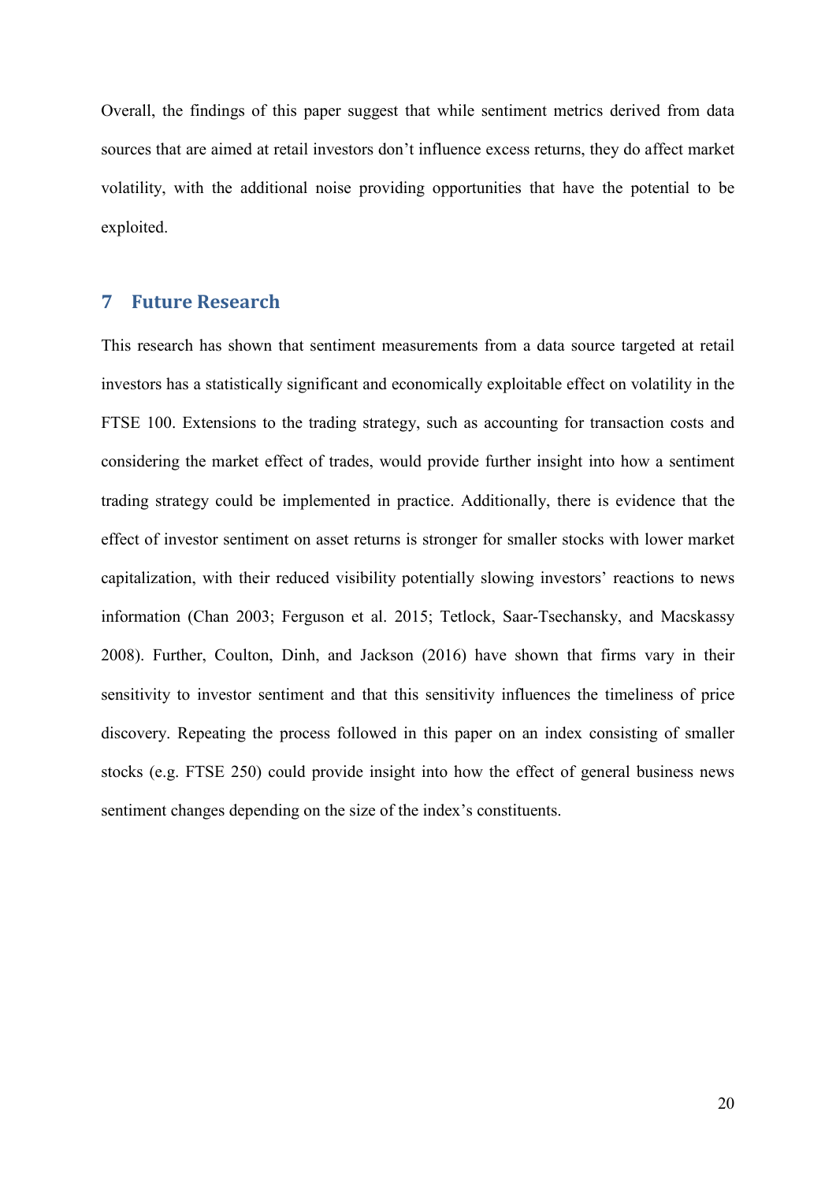Overall, the findings of this paper suggest that while sentiment metrics derived from data sources that are aimed at retail investors don't influence excess returns, they do affect market volatility, with the additional noise providing opportunities that have the potential to be exploited.

## 7 Future Research

This research has shown that sentiment measurements from a data source targeted at retail investors has a statistically significant and economically exploitable effect on volatility in the FTSE 100. Extensions to the trading strategy, such as accounting for transaction costs and considering the market effect of trades, would provide further insight into how a sentiment trading strategy could be implemented in practice. Additionally, there is evidence that the effect of investor sentiment on asset returns is stronger for smaller stocks with lower market capitalization, with their reduced visibility potentially slowing investors' reactions to news information (Chan 2003; Ferguson et al. 2015; Tetlock, Saar-Tsechansky, and Macskassy 2008). Further, Coulton, Dinh, and Jackson (2016) have shown that firms vary in their sensitivity to investor sentiment and that this sensitivity influences the timeliness of price discovery. Repeating the process followed in this paper on an index consisting of smaller stocks (e.g. FTSE 250) could provide insight into how the effect of general business news sentiment changes depending on the size of the index's constituents.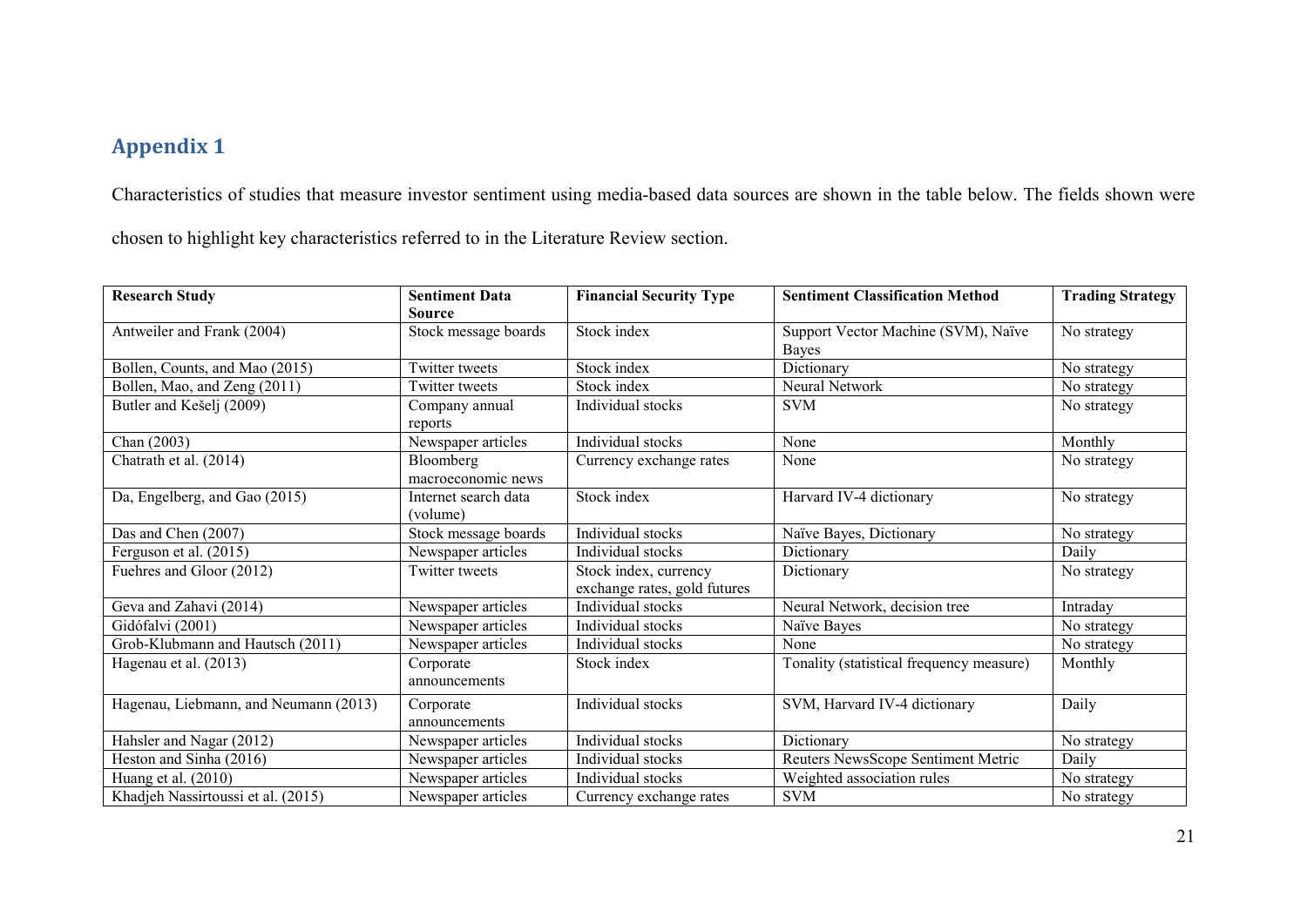## Appendix 1

Characteristics of studies that measure investor sentiment using media-based data sources are shown in the table below. The fields shown were chosen to highlight key characteristics referred to in the Literature Review section.

| Research Study | Sentiment Data Source | Financial Security Type | Sentiment Classification Method | Trading Strategy |
|---|---|---|---|---|
| Antweiler and Frank (2004) | Stock message boards | Stock index | Support Vector Machine (SVM), Naïve Bayes | No strategy |
| Bollen, Counts, and Mao (2015) | Twitter tweets | Stock index | Dictionary | No strategy |
| Bollen, Mao, and Zeng (2011) | Twitter tweets | Stock index | Neural Network | No strategy |
| Butler and Kešelj (2009) | Company annual reports | Individual stocks | SVM | No strategy |
| Chan (2003) | Newspaper articles | Individual stocks | None | Monthly |
| Chatrath et al. (2014) | Bloomberg macroeconomic news | Currency exchange rates | None | No strategy |
| Da, Engelberg, and Gao (2015) | Internet search data (volume) | Stock index | Harvard IV-4 dictionary | No strategy |
| Das and Chen (2007) | Stock message boards | Individual stocks | Naïve Bayes, Dictionary | No strategy |
| Ferguson et al. (2015) | Newspaper articles | Individual stocks | Dictionary | Daily |
| Fuehres and Gloor (2012) | Twitter tweets | Stock index, currency exchange rates, gold futures | Dictionary | No strategy |
| Geva and Zahavi (2014) | Newspaper articles | Individual stocks | Neural Network, decision tree | Intraday |
| Gidófalvi (2001) | Newspaper articles | Individual stocks | Naïve Bayes | No strategy |
| Grob-Klubmann and Hautsch (2011) | Newspaper articles | Individual stocks | None | No strategy |
| Hagenau et al. (2013) | Corporate announcements | Stock index | Tonality (statistical frequency measure) | Monthly |
| Hagenau, Liebmann, and Neumann (2013) | Corporate announcements | Individual stocks | SVM, Harvard IV-4 dictionary | Daily |
| Hahsler and Nagar (2012) | Newspaper articles | Individual stocks | Dictionary | No strategy |
| Heston and Sinha (2016) | Newspaper articles | Individual stocks | Reuters NewsScope Sentiment Metric | Daily |
| Huang et al. (2010) | Newspaper articles | Individual stocks | Weighted association rules | No strategy |
| Khadjeh Nassirtoussi et al. (2015) | Newspaper articles | Currency exchange rates | SVM | No strategy |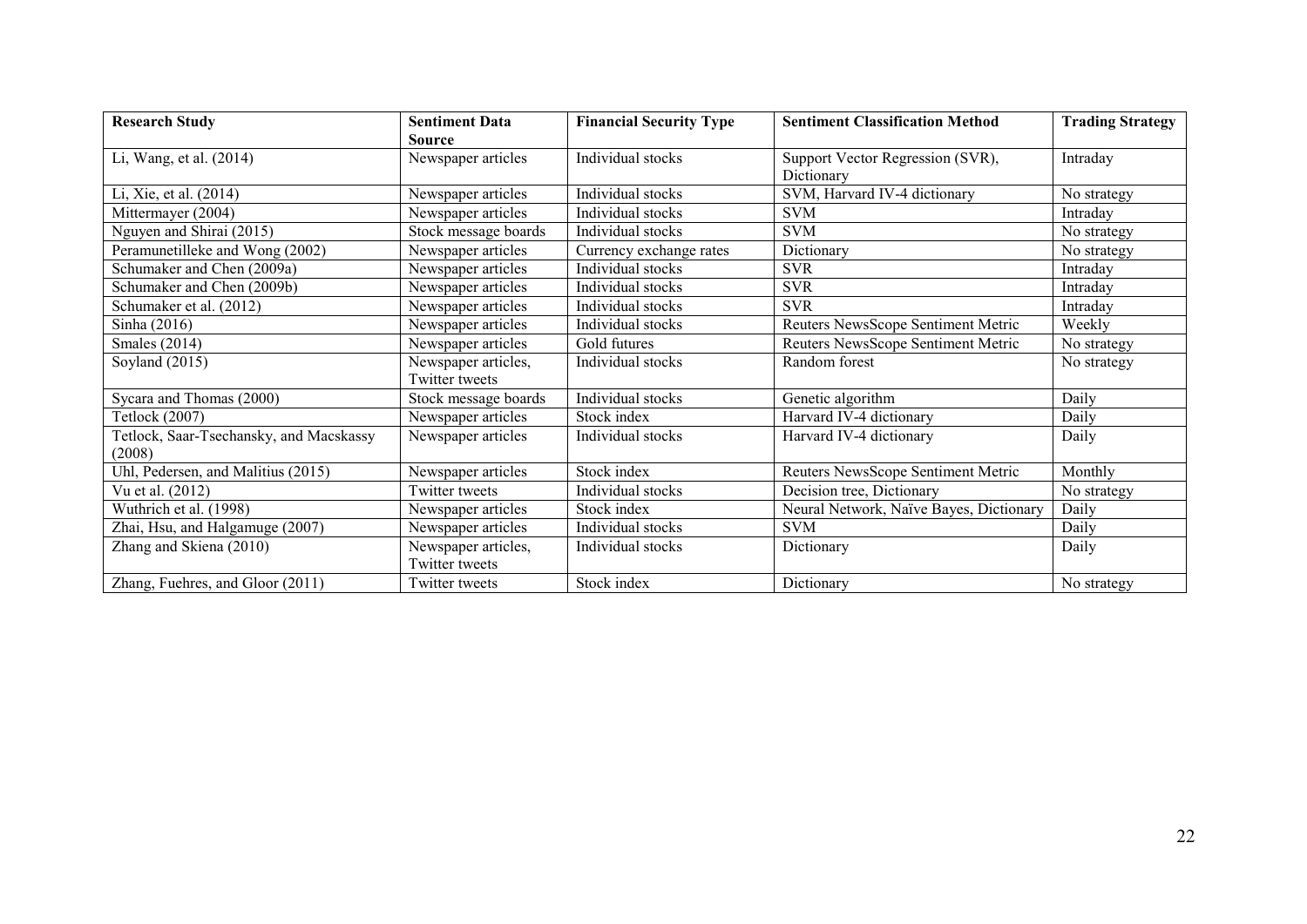| Research Study | Sentiment Data Source | Financial Security Type | Sentiment Classification Method | Trading Strategy |
| --- | --- | --- | --- | --- |
| Li, Wang, et al. (2014) | Newspaper articles | Individual stocks | Support Vector Regression (SVR), Dictionary | Intraday |
| Li, Xie, et al. (2014) | Newspaper articles | Individual stocks | SVM, Harvard IV-4 dictionary | No strategy |
| Mittermayer (2004) | Newspaper articles | Individual stocks | SVM | Intraday |
| Nguyen and Shirai (2015) | Stock message boards | Individual stocks | SVM | No strategy |
| Peramunetilleke and Wong (2002) | Newspaper articles | Currency exchange rates | Dictionary | No strategy |
| Schumaker and Chen (2009a) | Newspaper articles | Individual stocks | SVR | Intraday |
| Schumaker and Chen (2009b) | Newspaper articles | Individual stocks | SVR | Intraday |
| Schumaker et al. (2012) | Newspaper articles | Individual stocks | SVR | Intraday |
| Sinha (2016) | Newspaper articles | Individual stocks | Reuters NewsScope Sentiment Metric | Weekly |
| Smales (2014) | Newspaper articles | Gold futures | Reuters NewsScope Sentiment Metric | No strategy |
| Soyland (2015) | Newspaper articles, Twitter tweets | Individual stocks | Random forest | No strategy |
| Sycara and Thomas (2000) | Stock message boards | Individual stocks | Genetic algorithm | Daily |
| Tetlock (2007) | Newspaper articles | Stock index | Harvard IV-4 dictionary | Daily |
| Tetlock, Saar-Tsechansky, and Macskassy (2008) | Newspaper articles | Individual stocks | Harvard IV-4 dictionary | Daily |
| Uhl, Pedersen, and Malitius (2015) | Newspaper articles | Stock index | Reuters NewsScope Sentiment Metric | Monthly |
| Vu et al. (2012) | Twitter tweets | Individual stocks | Decision tree, Dictionary | No strategy |
| Wuthrich et al. (1998) | Newspaper articles | Stock index | Neural Network, Naïve Bayes, Dictionary | Daily |
| Zhai, Hsu, and Halgamuge (2007) | Newspaper articles | Individual stocks | SVM | Daily |
| Zhang and Skiena (2010) | Newspaper articles, Twitter tweets | Individual stocks | Dictionary | Daily |
| Zhang, Fuehres, and Gloor (2011) | Twitter tweets | Stock index | Dictionary | No strategy |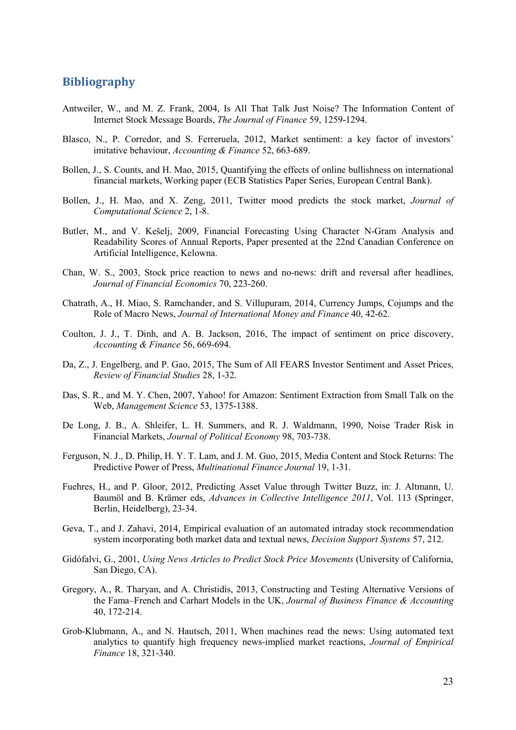## Bibliography

Antweiler, W., and M. Z. Frank, 2004, Is All That Talk Just Noise? The Information Content of Internet Stock Message Boards, *The Journal of Finance* 59, 1259-1294.

Blasco, N., P. Corredor, and S. Ferreruela, 2012, Market sentiment: a key factor of investors' imitative behaviour, *Accounting & Finance* 52, 663-689.

Bollen, J., S. Counts, and H. Mao, 2015, Quantifying the effects of online bullishness on international financial markets, Working paper (ECB Statistics Paper Series, European Central Bank).

Bollen, J., H. Mao, and X. Zeng, 2011, Twitter mood predicts the stock market, *Journal of Computational Science* 2, 1-8.

Butler, M., and V. Kešelj, 2009, Financial Forecasting Using Character N-Gram Analysis and Readability Scores of Annual Reports, Paper presented at the 22nd Canadian Conference on Artificial Intelligence, Kelowna.

Chan, W. S., 2003, Stock price reaction to news and no-news: drift and reversal after headlines, *Journal of Financial Economics* 70, 223-260.

Chatrath, A., H. Miao, S. Ramchander, and S. Villupuram, 2014, Currency Jumps, Cojumps and the Role of Macro News, *Journal of International Money and Finance* 40, 42-62.

Coulton, J. J., T. Dinh, and A. B. Jackson, 2016, The impact of sentiment on price discovery, *Accounting & Finance* 56, 669-694.

Da, Z., J. Engelberg, and P. Gao, 2015, The Sum of All FEARS Investor Sentiment and Asset Prices, *Review of Financial Studies* 28, 1-32.

Das, S. R., and M. Y. Chen, 2007, Yahoo! for Amazon: Sentiment Extraction from Small Talk on the Web, *Management Science* 53, 1375-1388.

De Long, J. B., A. Shleifer, L. H. Summers, and R. J. Waldmann, 1990, Noise Trader Risk in Financial Markets, *Journal of Political Economy* 98, 703-738.

Ferguson, N. J., D. Philip, H. Y. T. Lam, and J. M. Guo, 2015, Media Content and Stock Returns: The Predictive Power of Press, *Multinational Finance Journal* 19, 1-31.

Fuehres, H., and P. Gloor, 2012, Predicting Asset Value through Twitter Buzz, in: J. Altmann, U. Baumöl and B. Krämer eds, *Advances in Collective Intelligence 2011*, Vol. 113 (Springer, Berlin, Heidelberg), 23-34.

Geva, T., and J. Zahavi, 2014, Empirical evaluation of an automated intraday stock recommendation system incorporating both market data and textual news, *Decision Support Systems* 57, 212.

Gidófalvi, G., 2001, *Using News Articles to Predict Stock Price Movements* (University of California, San Diego, CA).

Gregory, A., R. Tharyan, and A. Christidis, 2013, Constructing and Testing Alternative Versions of the Fama–French and Carhart Models in the UK, *Journal of Business Finance & Accounting* 40, 172-214.

Grob-Klubmann, A., and N. Hautsch, 2011, When machines read the news: Using automated text analytics to quantify high frequency news-implied market reactions, *Journal of Empirical Finance* 18, 321-340.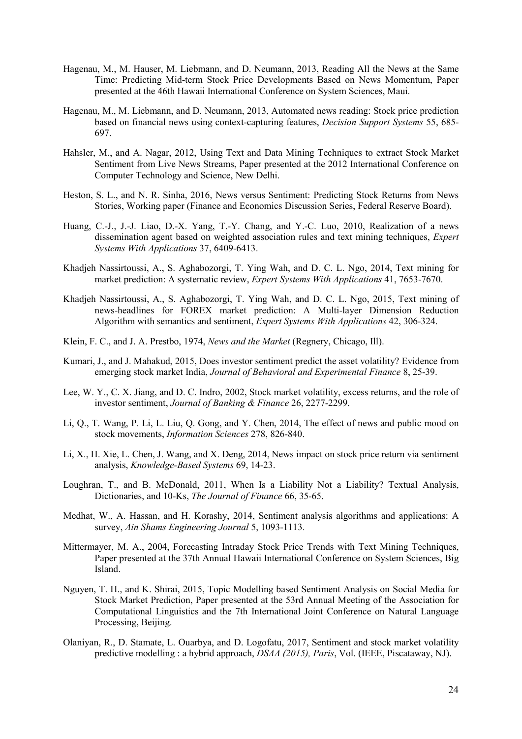Hagenau, M., M. Hauser, M. Liebmann, and D. Neumann, 2013, Reading All the News at the Same Time: Predicting Mid-term Stock Price Developments Based on News Momentum, Paper presented at the 46th Hawaii International Conference on System Sciences, Maui.

Hagenau, M., M. Liebmann, and D. Neumann, 2013, Automated news reading: Stock price prediction based on financial news using context-capturing features, *Decision Support Systems* 55, 685-697.

Hahsler, M., and A. Nagar, 2012, Using Text and Data Mining Techniques to extract Stock Market Sentiment from Live News Streams, Paper presented at the 2012 International Conference on Computer Technology and Science, New Delhi.

Heston, S. L., and N. R. Sinha, 2016, News versus Sentiment: Predicting Stock Returns from News Stories, Working paper (Finance and Economics Discussion Series, Federal Reserve Board).

Huang, C.-J., J.-J. Liao, D.-X. Yang, T.-Y. Chang, and Y.-C. Luo, 2010, Realization of a news dissemination agent based on weighted association rules and text mining techniques, *Expert Systems With Applications* 37, 6409-6413.

Khadjeh Nassirtoussi, A., S. Aghabozorgi, T. Ying Wah, and D. C. L. Ngo, 2014, Text mining for market prediction: A systematic review, *Expert Systems With Applications* 41, 7653-7670.

Khadjeh Nassirtoussi, A., S. Aghabozorgi, T. Ying Wah, and D. C. L. Ngo, 2015, Text mining of news-headlines for FOREX market prediction: A Multi-layer Dimension Reduction Algorithm with semantics and sentiment, *Expert Systems With Applications* 42, 306-324.

Klein, F. C., and J. A. Prestbo, 1974, *News and the Market* (Regnery, Chicago, Ill).

Kumari, J., and J. Mahakud, 2015, Does investor sentiment predict the asset volatility? Evidence from emerging stock market India, *Journal of Behavioral and Experimental Finance* 8, 25-39.

Lee, W. Y., C. X. Jiang, and D. C. Indro, 2002, Stock market volatility, excess returns, and the role of investor sentiment, *Journal of Banking & Finance* 26, 2277-2299.

Li, Q., T. Wang, P. Li, L. Liu, Q. Gong, and Y. Chen, 2014, The effect of news and public mood on stock movements, *Information Sciences* 278, 826-840.

Li, X., H. Xie, L. Chen, J. Wang, and X. Deng, 2014, News impact on stock price return via sentiment analysis, *Knowledge-Based Systems* 69, 14-23.

Loughran, T., and B. McDonald, 2011, When Is a Liability Not a Liability? Textual Analysis, Dictionaries, and 10-Ks, *The Journal of Finance* 66, 35-65.

Medhat, W., A. Hassan, and H. Korashy, 2014, Sentiment analysis algorithms and applications: A survey, *Ain Shams Engineering Journal* 5, 1093-1113.

Mittermayer, M. A., 2004, Forecasting Intraday Stock Price Trends with Text Mining Techniques, Paper presented at the 37th Annual Hawaii International Conference on System Sciences, Big Island.

Nguyen, T. H., and K. Shirai, 2015, Topic Modelling based Sentiment Analysis on Social Media for Stock Market Prediction, Paper presented at the 53rd Annual Meeting of the Association for Computational Linguistics and the 7th International Joint Conference on Natural Language Processing, Beijing.

Olaniyan, R., D. Stamate, L. Ouarbya, and D. Logofatu, 2017, Sentiment and stock market volatility predictive modelling : a hybrid approach, *DSAA (2015), Paris*, Vol. (IEEE, Piscataway, NJ).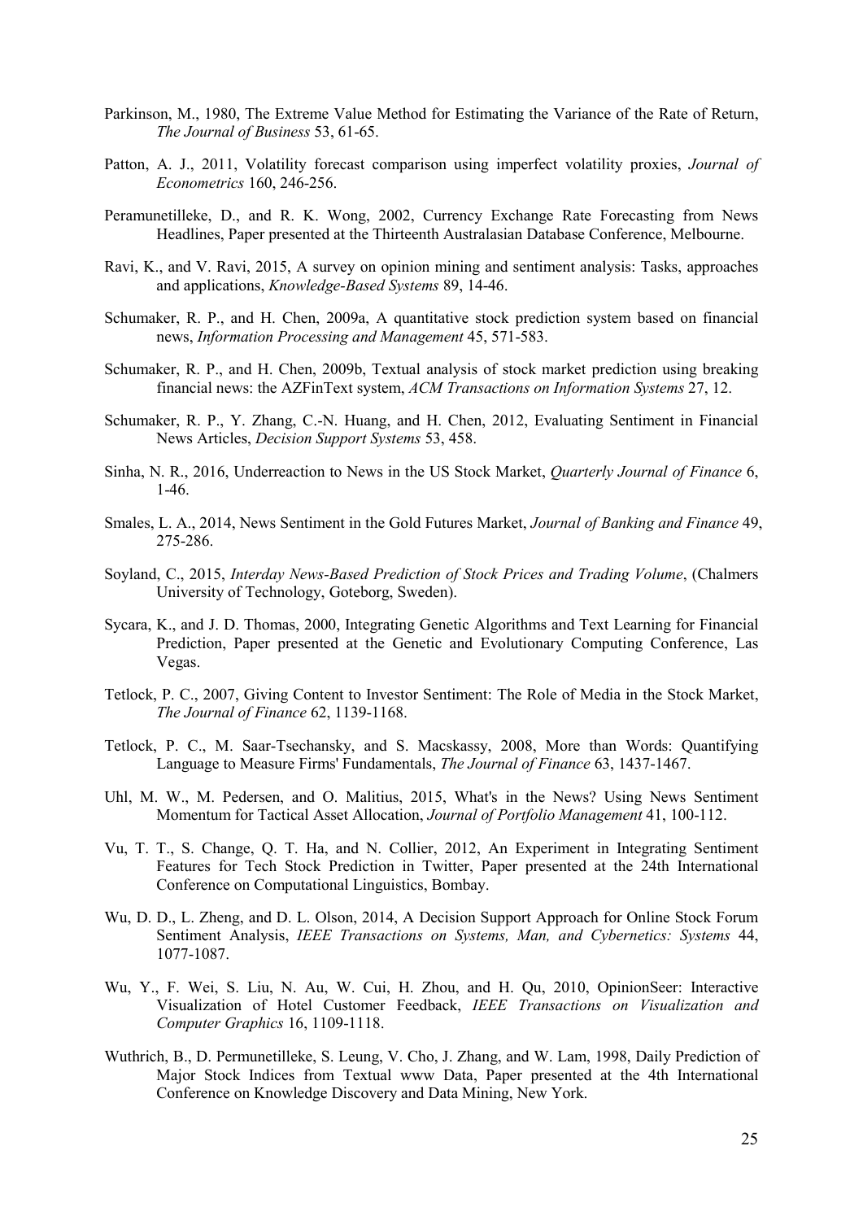Parkinson, M., 1980, The Extreme Value Method for Estimating the Variance of the Rate of Return, *The Journal of Business* 53, 61-65.

Patton, A. J., 2011, Volatility forecast comparison using imperfect volatility proxies, *Journal of Econometrics* 160, 246-256.

Peramunetilleke, D., and R. K. Wong, 2002, Currency Exchange Rate Forecasting from News Headlines, Paper presented at the Thirteenth Australasian Database Conference, Melbourne.

Ravi, K., and V. Ravi, 2015, A survey on opinion mining and sentiment analysis: Tasks, approaches and applications, *Knowledge-Based Systems* 89, 14-46.

Schumaker, R. P., and H. Chen, 2009a, A quantitative stock prediction system based on financial news, *Information Processing and Management* 45, 571-583.

Schumaker, R. P., and H. Chen, 2009b, Textual analysis of stock market prediction using breaking financial news: the AZFinText system, *ACM Transactions on Information Systems* 27, 12.

Schumaker, R. P., Y. Zhang, C.-N. Huang, and H. Chen, 2012, Evaluating Sentiment in Financial News Articles, *Decision Support Systems* 53, 458.

Sinha, N. R., 2016, Underreaction to News in the US Stock Market, *Quarterly Journal of Finance* 6, 1-46.

Smales, L. A., 2014, News Sentiment in the Gold Futures Market, *Journal of Banking and Finance* 49, 275-286.

Soyland, C., 2015, *Interday News-Based Prediction of Stock Prices and Trading Volume*, (Chalmers University of Technology, Goteborg, Sweden).

Sycara, K., and J. D. Thomas, 2000, Integrating Genetic Algorithms and Text Learning for Financial Prediction, Paper presented at the Genetic and Evolutionary Computing Conference, Las Vegas.

Tetlock, P. C., 2007, Giving Content to Investor Sentiment: The Role of Media in the Stock Market, *The Journal of Finance* 62, 1139-1168.

Tetlock, P. C., M. Saar-Tsechansky, and S. Macskassy, 2008, More than Words: Quantifying Language to Measure Firms' Fundamentals, *The Journal of Finance* 63, 1437-1467.

Uhl, M. W., M. Pedersen, and O. Malitius, 2015, What's in the News? Using News Sentiment Momentum for Tactical Asset Allocation, *Journal of Portfolio Management* 41, 100-112.

Vu, T. T., S. Change, Q. T. Ha, and N. Collier, 2012, An Experiment in Integrating Sentiment Features for Tech Stock Prediction in Twitter, Paper presented at the 24th International Conference on Computational Linguistics, Bombay.

Wu, D. D., L. Zheng, and D. L. Olson, 2014, A Decision Support Approach for Online Stock Forum Sentiment Analysis, *IEEE Transactions on Systems, Man, and Cybernetics: Systems* 44, 1077-1087.

Wu, Y., F. Wei, S. Liu, N. Au, W. Cui, H. Zhou, and H. Qu, 2010, OpinionSeer: Interactive Visualization of Hotel Customer Feedback, *IEEE Transactions on Visualization and Computer Graphics* 16, 1109-1118.

Wuthrich, B., D. Permunetilleke, S. Leung, V. Cho, J. Zhang, and W. Lam, 1998, Daily Prediction of Major Stock Indices from Textual www Data, Paper presented at the 4th International Conference on Knowledge Discovery and Data Mining, New York.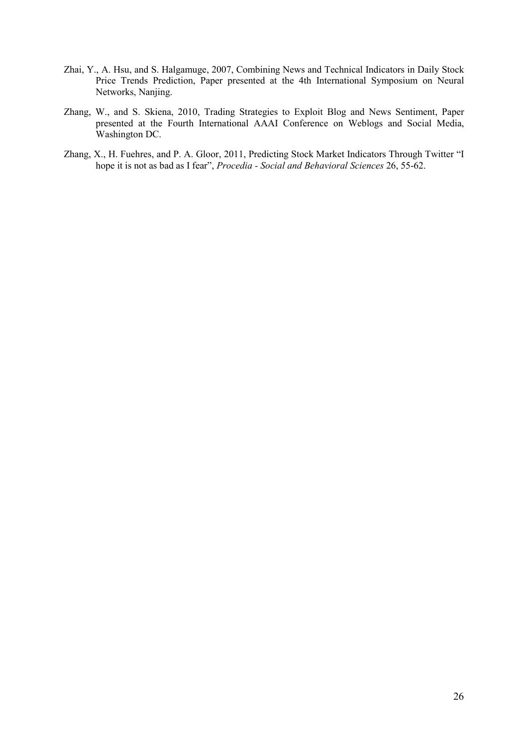Zhai, Y., A. Hsu, and S. Halgamuge, 2007, Combining News and Technical Indicators in Daily Stock Price Trends Prediction, Paper presented at the 4th International Symposium on Neural Networks, Nanjing.

Zhang, W., and S. Skiena, 2010, Trading Strategies to Exploit Blog and News Sentiment, Paper presented at the Fourth International AAAI Conference on Weblogs and Social Media, Washington DC.

Zhang, X., H. Fuehres, and P. A. Gloor, 2011, Predicting Stock Market Indicators Through Twitter "I hope it is not as bad as I fear", *Procedia - Social and Behavioral Sciences* 26, 55-62.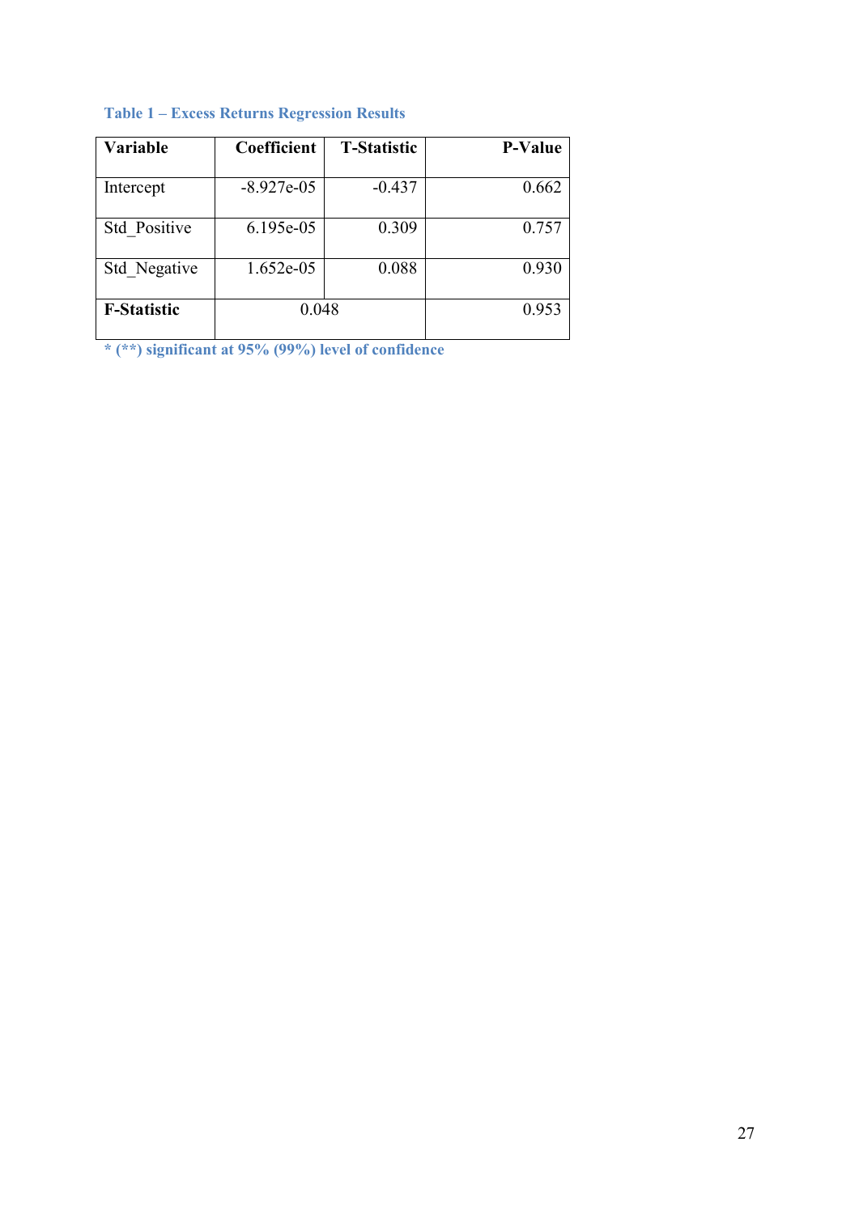**Table 1 – Excess Returns Regression Results**

| Variable | Coefficient | T-Statistic | P-Value |
|---|---|---|---|
| Intercept | -8.927e-05 | -0.437 | 0.662 |
| Std_Positive | 6.195e-05 | 0.309 | 0.757 |
| Std_Negative | 1.652e-05 | 0.088 | 0.930 |
| **F-Statistic** | 0.048 | | 0.953 |

**\* (\*\*) significant at 95% (99%) level of confidence**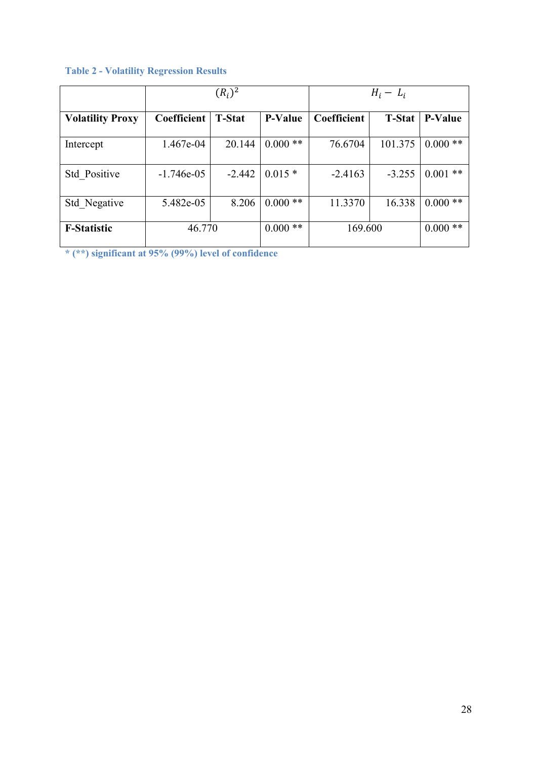**Table 2 - Volatility Regression Results**

| | $(R_i)^2$ | | | $H_i - L_i$ | | |
|---|---|---|---|---|---|---|
| **Volatility Proxy** | **Coefficient** | **T-Stat** | **P-Value** | **Coefficient** | **T-Stat** | **P-Value** |
| Intercept | 1.467e-04 | 20.144 | 0.000 ** | 76.6704 | 101.375 | 0.000 ** |
| Std_Positive | -1.746e-05 | -2.442 | 0.015 * | -2.4163 | -3.255 | 0.001 ** |
| Std_Negative | 5.482e-05 | 8.206 | 0.000 ** | 11.3370 | 16.338 | 0.000 ** |
| **F-Statistic** | 46.770 | | 0.000 ** | 169.600 | | 0.000 ** |

**\* (\*\*) significant at 95% (99%) level of confidence**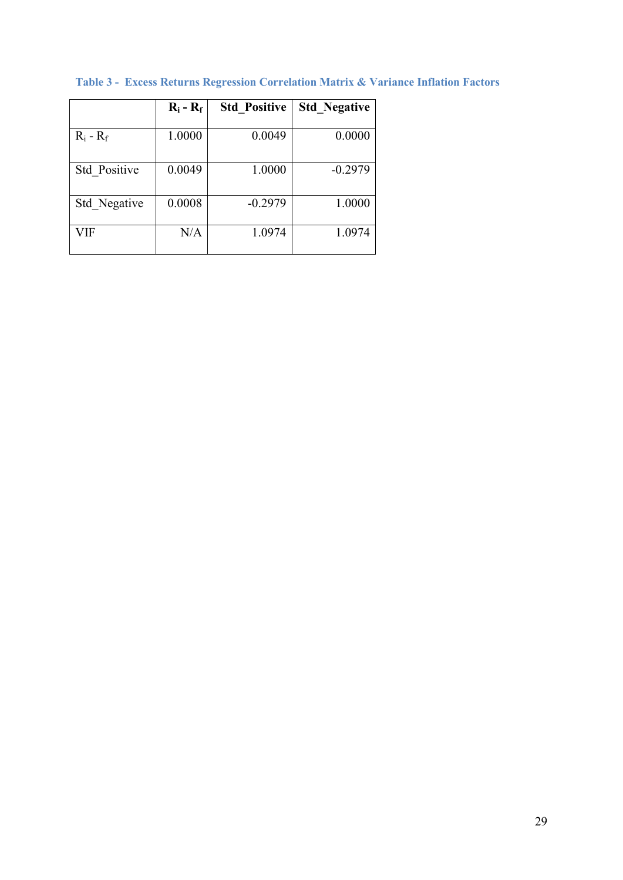**Table 3 - Excess Returns Regression Correlation Matrix & Variance Inflation Factors**

| | $R_i$ - $R_f$ | Std_Positive | Std_Negative |
|---|---|---|---|
| $R_i$ - $R_f$ | 1.0000 | 0.0049 | 0.0000 |
| Std_Positive | 0.0049 | 1.0000 | -0.2979 |
| Std_Negative | 0.0008 | -0.2979 | 1.0000 |
| VIF | N/A | 1.0974 | 1.0974 |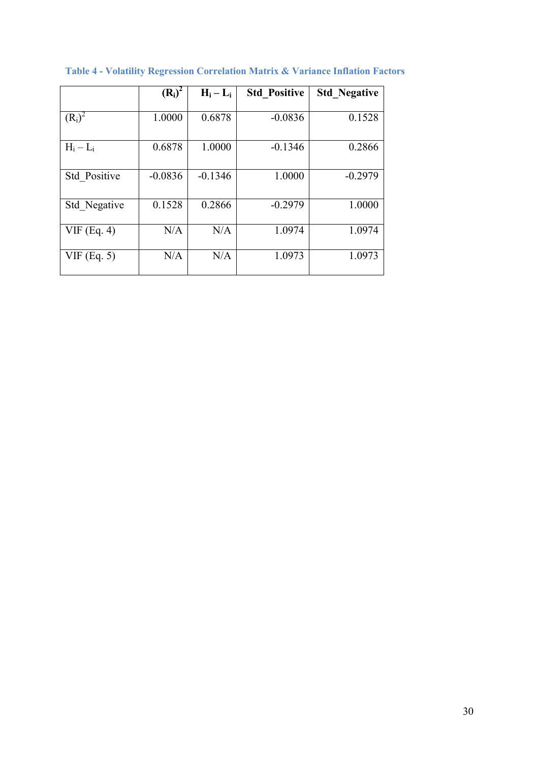**Table 4 - Volatility Regression Correlation Matrix & Variance Inflation Factors**

| | $(R_i)^2$ | $H_i - L_i$ | Std_Positive | Std_Negative |
|---|---|---|---|---|
| $(R_i)^2$ | 1.0000 | 0.6878 | -0.0836 | 0.1528 |
| $H_i - L_i$ | 0.6878 | 1.0000 | -0.1346 | 0.2866 |
| Std_Positive | -0.0836 | -0.1346 | 1.0000 | -0.2979 |
| Std_Negative | 0.1528 | 0.2866 | -0.2979 | 1.0000 |
| VIF (Eq. 4) | N/A | N/A | 1.0974 | 1.0974 |
| VIF (Eq. 5) | N/A | N/A | 1.0973 | 1.0973 |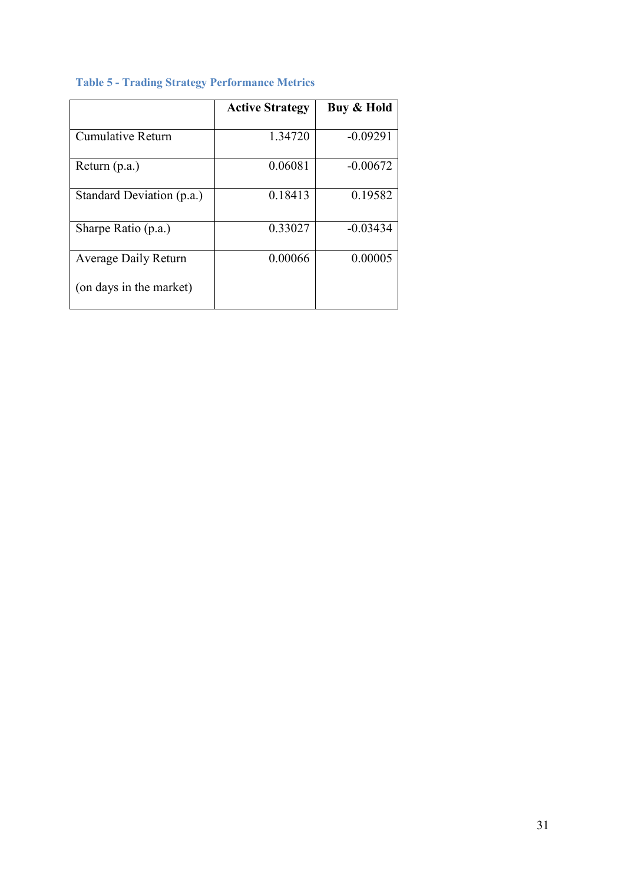**Table 5 - Trading Strategy Performance Metrics**

| | **Active Strategy** | **Buy & Hold** |
|---|---|---|
| Cumulative Return | 1.34720 | -0.09291 |
| Return (p.a.) | 0.06081 | -0.00672 |
| Standard Deviation (p.a.) | 0.18413 | 0.19582 |
| Sharpe Ratio (p.a.) | 0.33027 | -0.03434 |
| Average Daily Return (on days in the market) | 0.00066 | 0.00005 |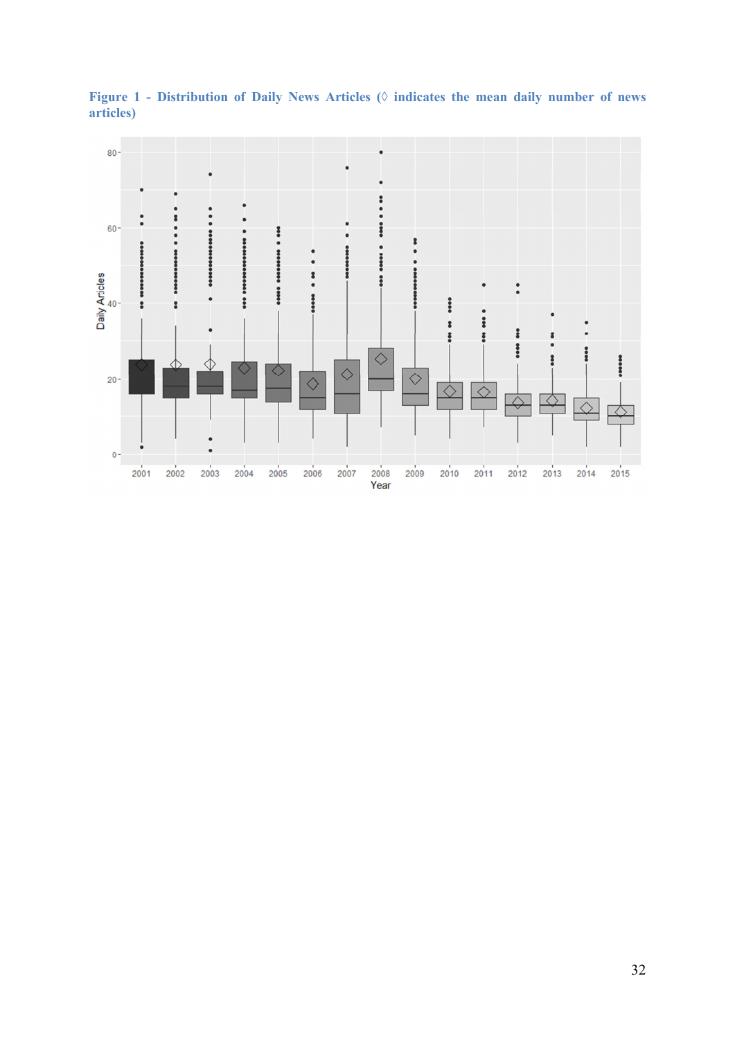**Figure 1 - Distribution of Daily News Articles (◊ indicates the mean daily number of news articles)**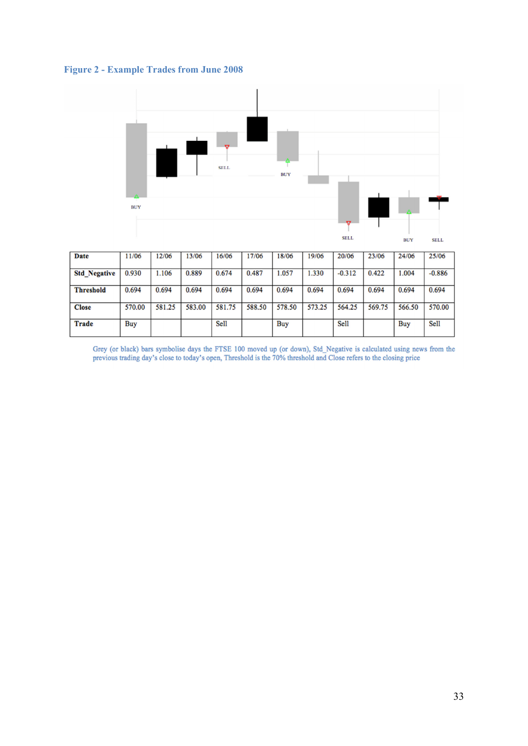**Figure 2 - Example Trades from June 2008**

| Date | 11/06 | 12/06 | 13/06 | 16/06 | 17/06 | 18/06 | 19/06 | 20/06 | 23/06 | 24/06 | 25/06 |
|---|---|---|---|---|---|---|---|---|---|---|---|
| Std_Negative | 0.930 | 1.106 | 0.889 | 0.674 | 0.487 | 1.057 | 1.330 | -0.312 | 0.422 | 1.004 | -0.886 |
| Threshold | 0.694 | 0.694 | 0.694 | 0.694 | 0.694 | 0.694 | 0.694 | 0.694 | 0.694 | 0.694 | 0.694 |
| Close | 570.00 | 581.25 | 583.00 | 581.75 | 588.50 | 578.50 | 573.25 | 564.25 | 569.75 | 566.50 | 570.00 |
| Trade | Buy | | | Sell | | Buy | | Sell | | Buy | Sell |

Grey (or black) bars symbolise days the FTSE 100 moved up (or down), Std_Negative is calculated using news from the previous trading day's close to today's open, Threshold is the 70% threshold and Close refers to the closing price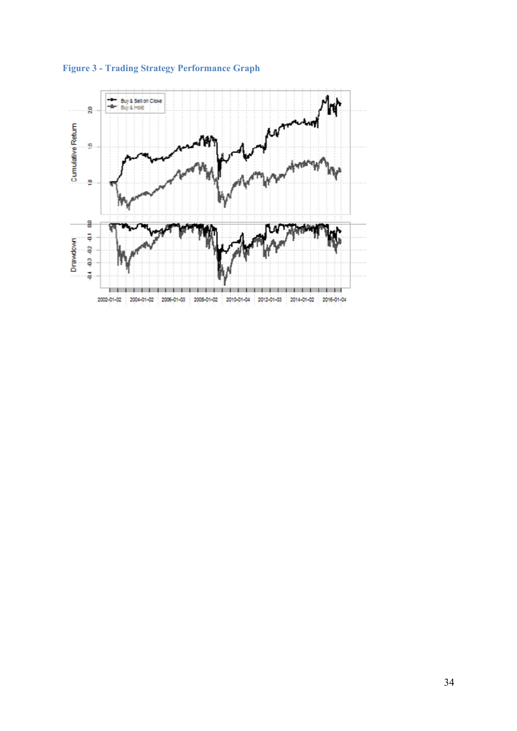**Figure 3 - Trading Strategy Performance Graph**

Buy & Sell on Close
Buy & Hold

Cumulative Return

2.0
1.5
1.0

Drawdown

0.0
-0.1
-0.2
-0.3
-0.4

2002-01-02
2004-01-02
2006-01-03
2008-01-02
2010-01-04
2012-01-03
2014-01-02
2016-01-04